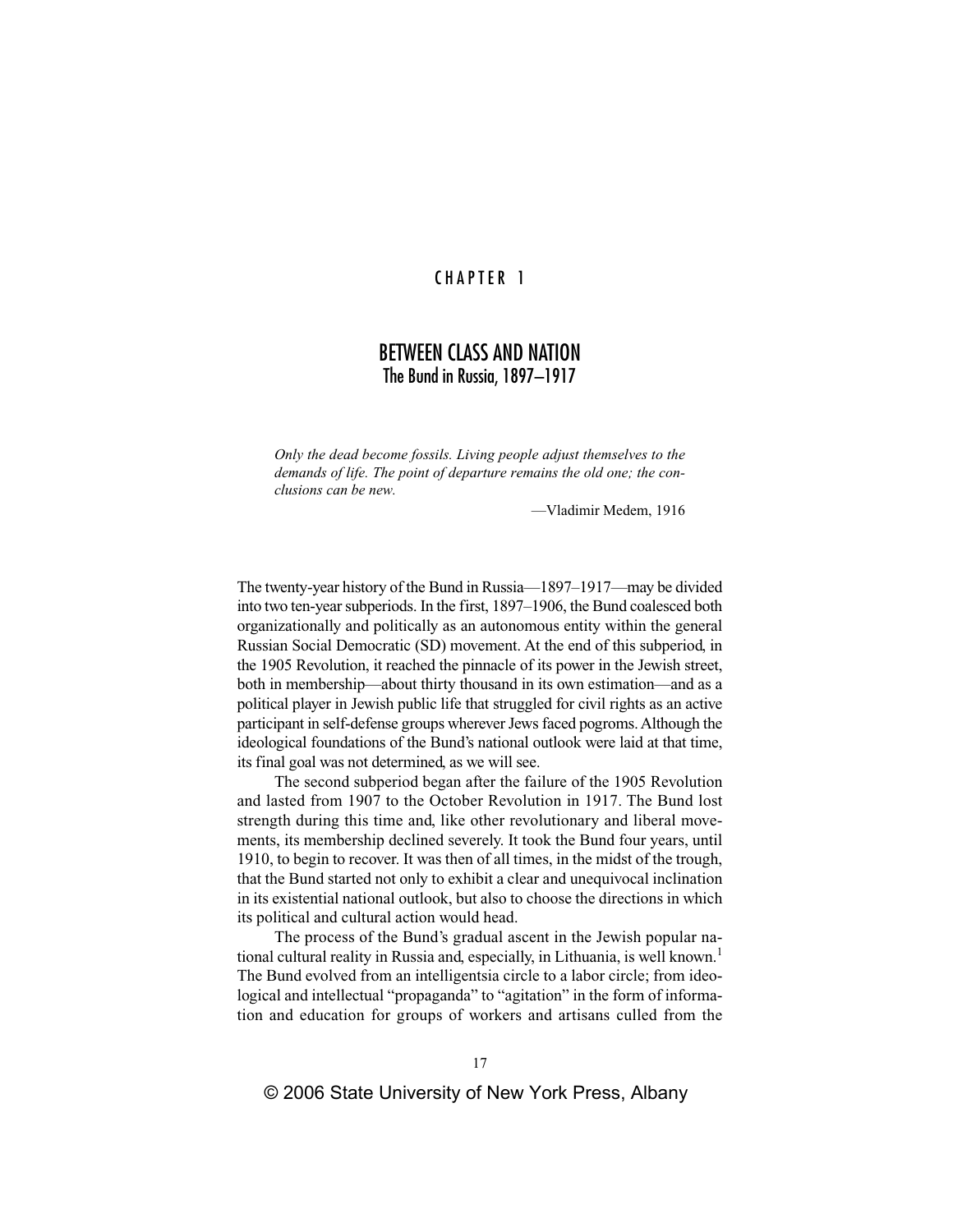# CHAPTER 1

## BETWEEN CLASS AND NATION
### The Bund in Russia, 1897–1917

> *Only the dead become fossils. Living people adjust themselves to the demands of life. The point of departure remains the old one; the conclusions can be new.*
>
> —Vladimir Medem, 1916

The twenty-year history of the Bund in Russia—1897–1917—may be divided into two ten-year subperiods. In the first, 1897–1906, the Bund coalesced both organizationally and politically as an autonomous entity within the general Russian Social Democratic (SD) movement. At the end of this subperiod, in the 1905 Revolution, it reached the pinnacle of its power in the Jewish street, both in membership—about thirty thousand in its own estimation—and as a political player in Jewish public life that struggled for civil rights as an active participant in self-defense groups wherever Jews faced pogroms. Although the ideological foundations of the Bund's national outlook were laid at that time, its final goal was not determined, as we will see.

The second subperiod began after the failure of the 1905 Revolution and lasted from 1907 to the October Revolution in 1917. The Bund lost strength during this time and, like other revolutionary and liberal movements, its membership declined severely. It took the Bund four years, until 1910, to begin to recover. It was then of all times, in the midst of the trough, that the Bund started not only to exhibit a clear and unequivocal inclination in its existential national outlook, but also to choose the directions in which its political and cultural action would head.

The process of the Bund's gradual ascent in the Jewish popular national cultural reality in Russia and, especially, in Lithuania, is well known.[1] The Bund evolved from an intelligentsia circle to a labor circle; from ideological and intellectual "propaganda" to "agitation" in the form of information and education for groups of workers and artisans culled from the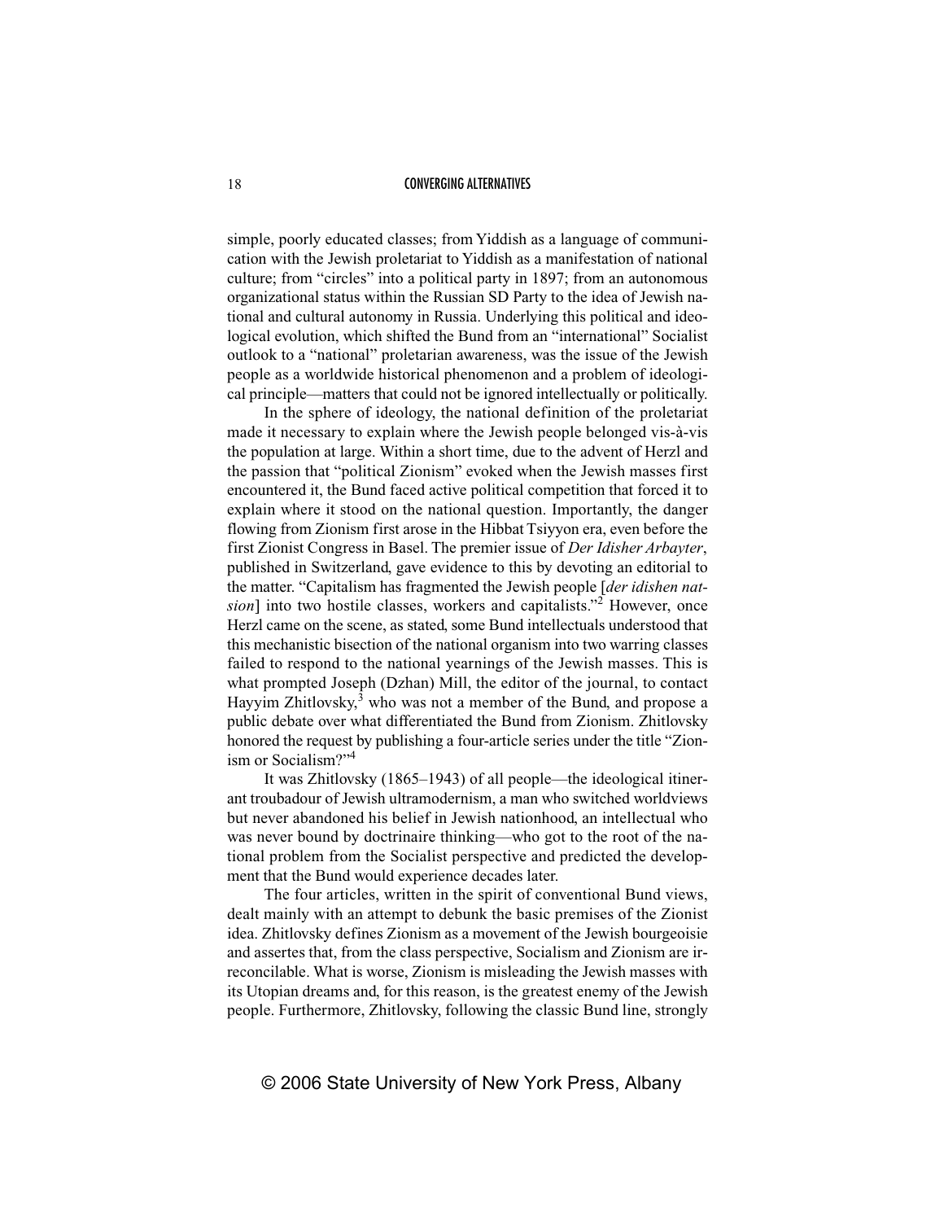simple, poorly educated classes; from Yiddish as a language of communication with the Jewish proletariat to Yiddish as a manifestation of national culture; from "circles" into a political party in 1897; from an autonomous organizational status within the Russian SD Party to the idea of Jewish national and cultural autonomy in Russia. Underlying this political and ideological evolution, which shifted the Bund from an "international" Socialist outlook to a "national" proletarian awareness, was the issue of the Jewish people as a worldwide historical phenomenon and a problem of ideological principle—matters that could not be ignored intellectually or politically.

In the sphere of ideology, the national definition of the proletariat made it necessary to explain where the Jewish people belonged vis-à-vis the population at large. Within a short time, due to the advent of Herzl and the passion that "political Zionism" evoked when the Jewish masses first encountered it, the Bund faced active political competition that forced it to explain where it stood on the national question. Importantly, the danger flowing from Zionism first arose in the Hibbat Tsiyyon era, even before the first Zionist Congress in Basel. The premier issue of *Der Idisher Arbayter*, published in Switzerland, gave evidence to this by devoting an editorial to the matter. "Capitalism has fragmented the Jewish people [*der idishen natsion*] into two hostile classes, workers and capitalists."[2] However, once Herzl came on the scene, as stated, some Bund intellectuals understood that this mechanistic bisection of the national organism into two warring classes failed to respond to the national yearnings of the Jewish masses. This is what prompted Joseph (Dzhan) Mill, the editor of the journal, to contact Hayyim Zhitlovsky,[3] who was not a member of the Bund, and propose a public debate over what differentiated the Bund from Zionism. Zhitlovsky honored the request by publishing a four-article series under the title "Zionism or Socialism?"[4]

It was Zhitlovsky (1865–1943) of all people—the ideological itinerant troubadour of Jewish ultramodernism, a man who switched worldviews but never abandoned his belief in Jewish nationhood, an intellectual who was never bound by doctrinaire thinking—who got to the root of the national problem from the Socialist perspective and predicted the development that the Bund would experience decades later.

The four articles, written in the spirit of conventional Bund views, dealt mainly with an attempt to debunk the basic premises of the Zionist idea. Zhitlovsky defines Zionism as a movement of the Jewish bourgeoisie and assertes that, from the class perspective, Socialism and Zionism are irreconcilable. What is worse, Zionism is misleading the Jewish masses with its Utopian dreams and, for this reason, is the greatest enemy of the Jewish people. Furthermore, Zhitlovsky, following the classic Bund line, strongly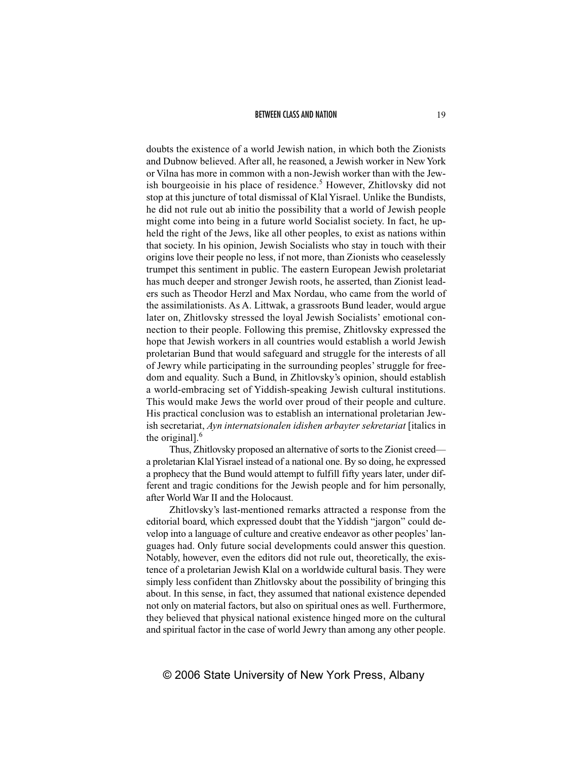doubts the existence of a world Jewish nation, in which both the Zionists and Dubnow believed. After all, he reasoned, a Jewish worker in New York or Vilna has more in common with a non-Jewish worker than with the Jewish bourgeoisie in his place of residence.[5] However, Zhitlovsky did not stop at this juncture of total dismissal of Klal Yisrael. Unlike the Bundists, he did not rule out ab initio the possibility that a world of Jewish people might come into being in a future world Socialist society. In fact, he upheld the right of the Jews, like all other peoples, to exist as nations within that society. In his opinion, Jewish Socialists who stay in touch with their origins love their people no less, if not more, than Zionists who ceaselessly trumpet this sentiment in public. The eastern European Jewish proletariat has much deeper and stronger Jewish roots, he asserted, than Zionist leaders such as Theodor Herzl and Max Nordau, who came from the world of the assimilationists. As A. Littwak, a grassroots Bund leader, would argue later on, Zhitlovsky stressed the loyal Jewish Socialists' emotional connection to their people. Following this premise, Zhitlovsky expressed the hope that Jewish workers in all countries would establish a world Jewish proletarian Bund that would safeguard and struggle for the interests of all of Jewry while participating in the surrounding peoples' struggle for freedom and equality. Such a Bund, in Zhitlovsky's opinion, should establish a world-embracing set of Yiddish-speaking Jewish cultural institutions. This would make Jews the world over proud of their people and culture. His practical conclusion was to establish an international proletarian Jewish secretariat, *Ayn internatsionalen idishen arbayter sekretariat* [italics in the original].[6]

Thus, Zhitlovsky proposed an alternative of sorts to the Zionist creed—a proletarian Klal Yisrael instead of a national one. By so doing, he expressed a prophecy that the Bund would attempt to fulfill fifty years later, under different and tragic conditions for the Jewish people and for him personally, after World War II and the Holocaust.

Zhitlovsky's last-mentioned remarks attracted a response from the editorial board, which expressed doubt that the Yiddish "jargon" could develop into a language of culture and creative endeavor as other peoples' languages had. Only future social developments could answer this question. Notably, however, even the editors did not rule out, theoretically, the existence of a proletarian Jewish Klal on a worldwide cultural basis. They were simply less confident than Zhitlovsky about the possibility of bringing this about. In this sense, in fact, they assumed that national existence depended not only on material factors, but also on spiritual ones as well. Furthermore, they believed that physical national existence hinged more on the cultural and spiritual factor in the case of world Jewry than among any other people.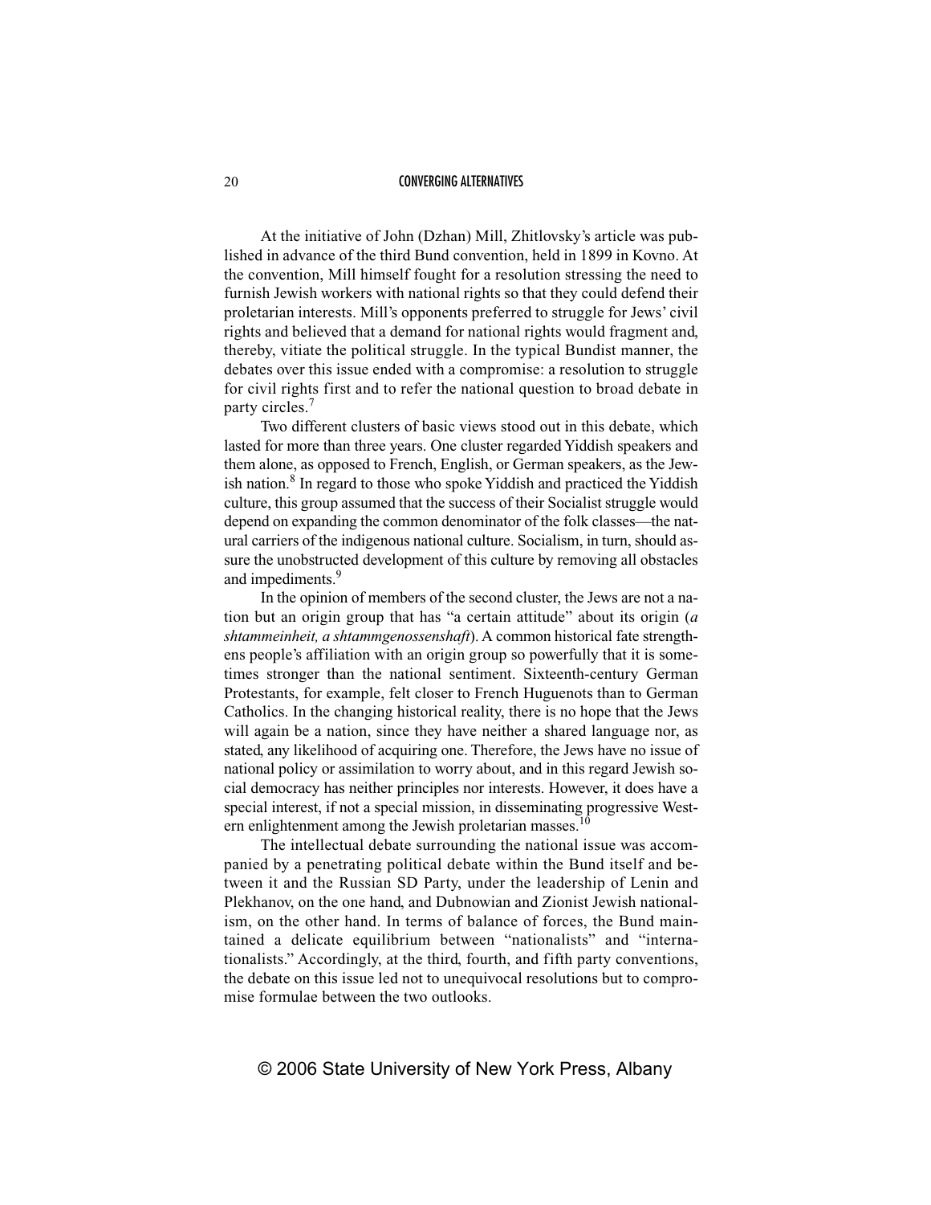At the initiative of John (Dzhan) Mill, Zhitlovsky's article was published in advance of the third Bund convention, held in 1899 in Kovno. At the convention, Mill himself fought for a resolution stressing the need to furnish Jewish workers with national rights so that they could defend their proletarian interests. Mill's opponents preferred to struggle for Jews' civil rights and believed that a demand for national rights would fragment and, thereby, vitiate the political struggle. In the typical Bundist manner, the debates over this issue ended with a compromise: a resolution to struggle for civil rights first and to refer the national question to broad debate in party circles.[7]

Two different clusters of basic views stood out in this debate, which lasted for more than three years. One cluster regarded Yiddish speakers and them alone, as opposed to French, English, or German speakers, as the Jewish nation.[8] In regard to those who spoke Yiddish and practiced the Yiddish culture, this group assumed that the success of their Socialist struggle would depend on expanding the common denominator of the folk classes—the natural carriers of the indigenous national culture. Socialism, in turn, should assure the unobstructed development of this culture by removing all obstacles and impediments.[9]

In the opinion of members of the second cluster, the Jews are not a nation but an origin group that has "a certain attitude" about its origin (*a shtammeinheit, a shtammgenossenshaft*). A common historical fate strengthens people's affiliation with an origin group so powerfully that it is sometimes stronger than the national sentiment. Sixteenth-century German Protestants, for example, felt closer to French Huguenots than to German Catholics. In the changing historical reality, there is no hope that the Jews will again be a nation, since they have neither a shared language nor, as stated, any likelihood of acquiring one. Therefore, the Jews have no issue of national policy or assimilation to worry about, and in this regard Jewish social democracy has neither principles nor interests. However, it does have a special interest, if not a special mission, in disseminating progressive Western enlightenment among the Jewish proletarian masses.[10]

The intellectual debate surrounding the national issue was accompanied by a penetrating political debate within the Bund itself and between it and the Russian SD Party, under the leadership of Lenin and Plekhanov, on the one hand, and Dubnowian and Zionist Jewish nationalism, on the other hand. In terms of balance of forces, the Bund maintained a delicate equilibrium between "nationalists" and "internationalists." Accordingly, at the third, fourth, and fifth party conventions, the debate on this issue led not to unequivocal resolutions but to compromise formulae between the two outlooks.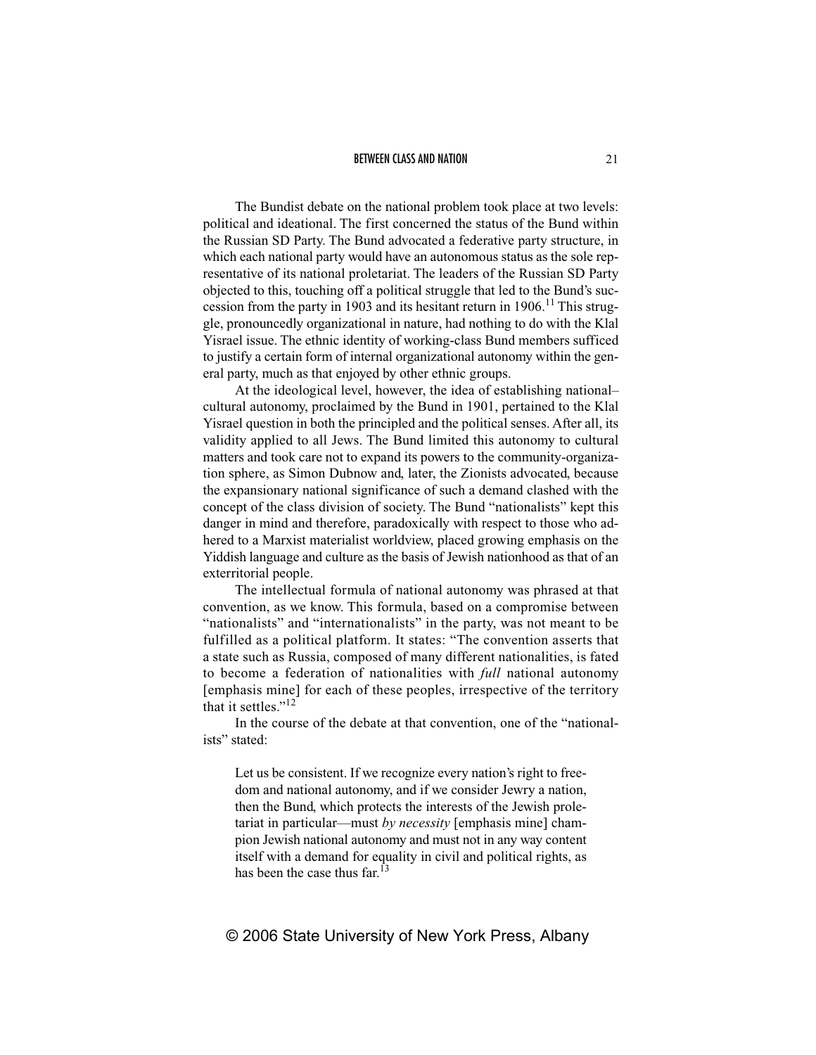The Bundist debate on the national problem took place at two levels: political and ideational. The first concerned the status of the Bund within the Russian SD Party. The Bund advocated a federative party structure, in which each national party would have an autonomous status as the sole representative of its national proletariat. The leaders of the Russian SD Party objected to this, touching off a political struggle that led to the Bund's succession from the party in 1903 and its hesitant return in 1906.[11] This struggle, pronouncedly organizational in nature, had nothing to do with the Klal Yisrael issue. The ethnic identity of working-class Bund members sufficed to justify a certain form of internal organizational autonomy within the general party, much as that enjoyed by other ethnic groups.

At the ideological level, however, the idea of establishing national–cultural autonomy, proclaimed by the Bund in 1901, pertained to the Klal Yisrael question in both the principled and the political senses. After all, its validity applied to all Jews. The Bund limited this autonomy to cultural matters and took care not to expand its powers to the community-organization sphere, as Simon Dubnow and, later, the Zionists advocated, because the expansionary national significance of such a demand clashed with the concept of the class division of society. The Bund "nationalists" kept this danger in mind and therefore, paradoxically with respect to those who adhered to a Marxist materialist worldview, placed growing emphasis on the Yiddish language and culture as the basis of Jewish nationhood as that of an exterritorial people.

The intellectual formula of national autonomy was phrased at that convention, as we know. This formula, based on a compromise between "nationalists" and "internationalists" in the party, was not meant to be fulfilled as a political platform. It states: "The convention asserts that a state such as Russia, composed of many different nationalities, is fated to become a federation of nationalities with *full* national autonomy [emphasis mine] for each of these peoples, irrespective of the territory that it settles."[12]

In the course of the debate at that convention, one of the "nationalists" stated:

> Let us be consistent. If we recognize every nation's right to freedom and national autonomy, and if we consider Jewry a nation, then the Bund, which protects the interests of the Jewish proletariat in particular—must *by necessity* [emphasis mine] champion Jewish national autonomy and must not in any way content itself with a demand for equality in civil and political rights, as has been the case thus far.[13]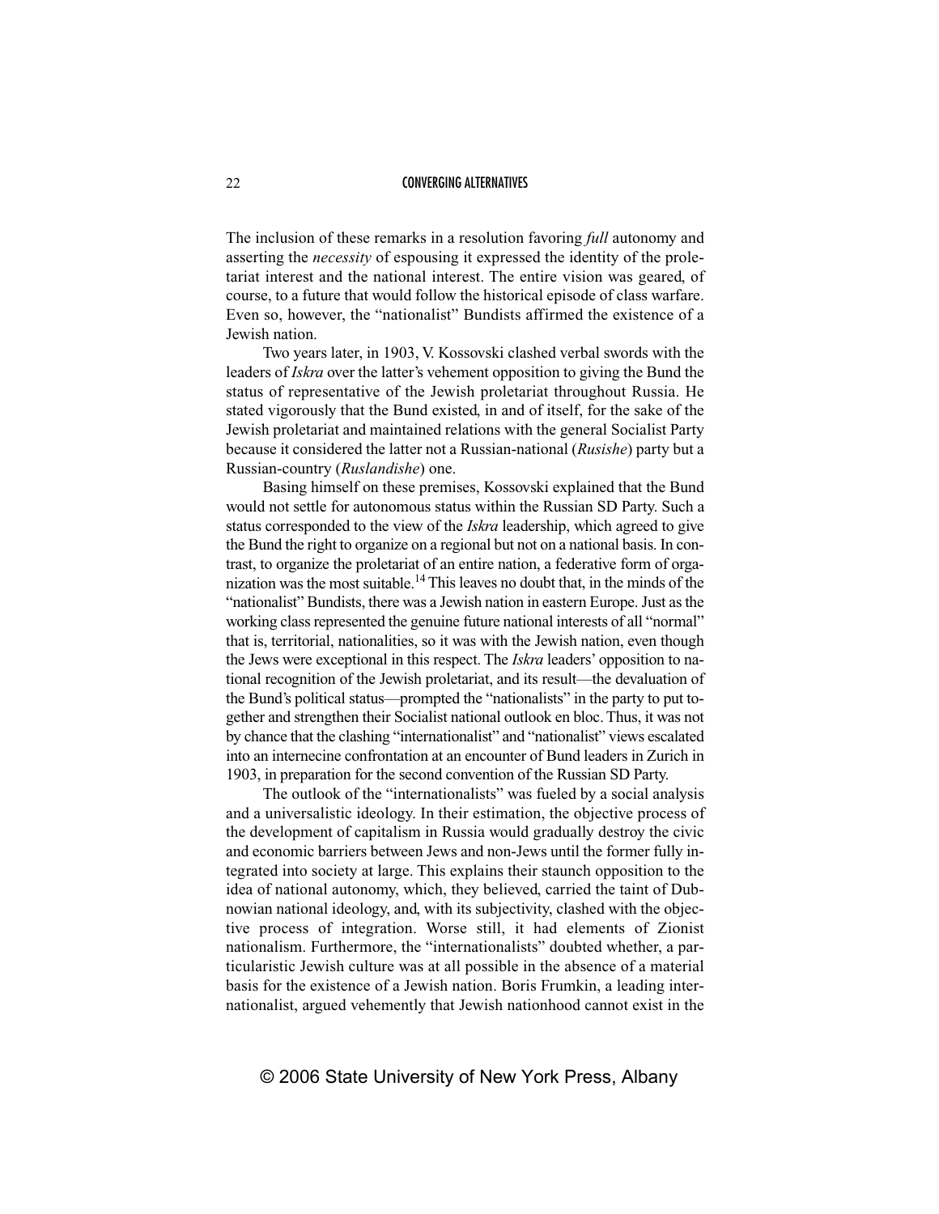The inclusion of these remarks in a resolution favoring *full* autonomy and asserting the *necessity* of espousing it expressed the identity of the proletariat interest and the national interest. The entire vision was geared, of course, to a future that would follow the historical episode of class warfare. Even so, however, the "nationalist" Bundists affirmed the existence of a Jewish nation.

Two years later, in 1903, V. Kossovski clashed verbal swords with the leaders of *Iskra* over the latter's vehement opposition to giving the Bund the status of representative of the Jewish proletariat throughout Russia. He stated vigorously that the Bund existed, in and of itself, for the sake of the Jewish proletariat and maintained relations with the general Socialist Party because it considered the latter not a Russian-national (*Rusishe*) party but a Russian-country (*Ruslandishe*) one.

Basing himself on these premises, Kossovski explained that the Bund would not settle for autonomous status within the Russian SD Party. Such a status corresponded to the view of the *Iskra* leadership, which agreed to give the Bund the right to organize on a regional but not on a national basis. In contrast, to organize the proletariat of an entire nation, a federative form of organization was the most suitable.[14] This leaves no doubt that, in the minds of the "nationalist" Bundists, there was a Jewish nation in eastern Europe. Just as the working class represented the genuine future national interests of all "normal" that is, territorial, nationalities, so it was with the Jewish nation, even though the Jews were exceptional in this respect. The *Iskra* leaders' opposition to national recognition of the Jewish proletariat, and its result—the devaluation of the Bund's political status—prompted the "nationalists" in the party to put together and strengthen their Socialist national outlook en bloc. Thus, it was not by chance that the clashing "internationalist" and "nationalist" views escalated into an internecine confrontation at an encounter of Bund leaders in Zurich in 1903, in preparation for the second convention of the Russian SD Party.

The outlook of the "internationalists" was fueled by a social analysis and a universalistic ideology. In their estimation, the objective process of the development of capitalism in Russia would gradually destroy the civic and economic barriers between Jews and non-Jews until the former fully integrated into society at large. This explains their staunch opposition to the idea of national autonomy, which, they believed, carried the taint of Dubnowian national ideology, and, with its subjectivity, clashed with the objective process of integration. Worse still, it had elements of Zionist nationalism. Furthermore, the "internationalists" doubted whether, a particularistic Jewish culture was at all possible in the absence of a material basis for the existence of a Jewish nation. Boris Frumkin, a leading internationalist, argued vehemently that Jewish nationhood cannot exist in the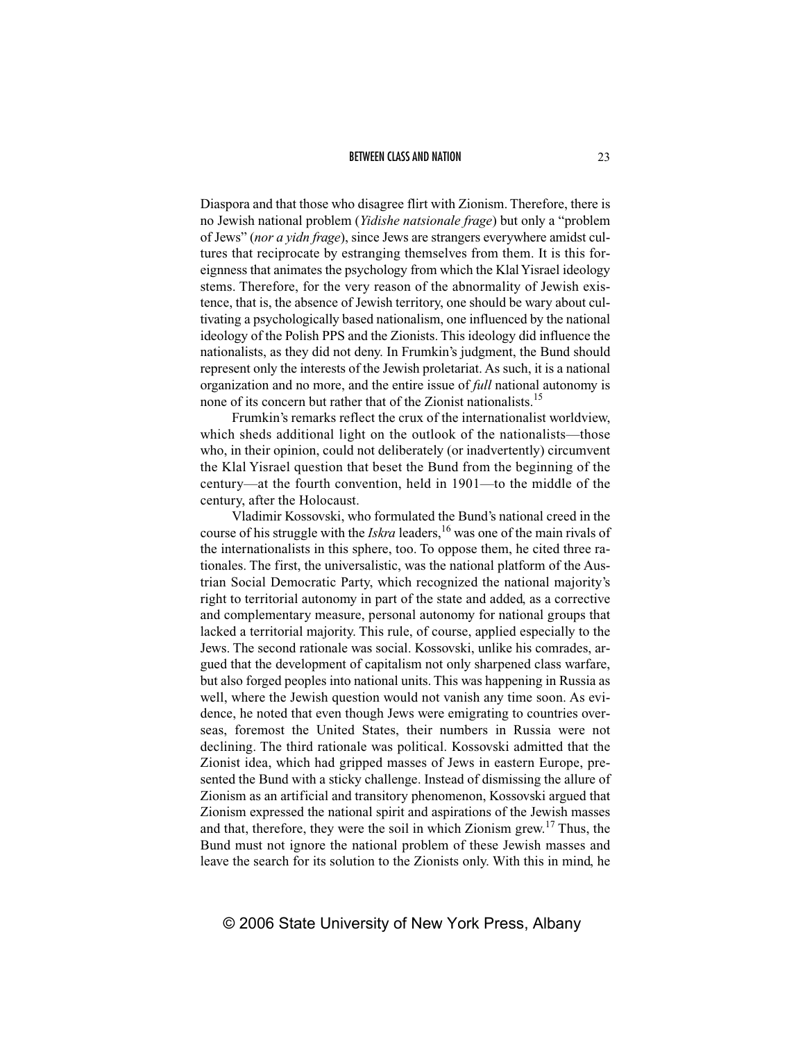Diaspora and that those who disagree flirt with Zionism. Therefore, there is no Jewish national problem (*Yidishe natsionale frage*) but only a "problem of Jews" (*nor a yidn frage*), since Jews are strangers everywhere amidst cultures that reciprocate by estranging themselves from them. It is this foreignness that animates the psychology from which the Klal Yisrael ideology stems. Therefore, for the very reason of the abnormality of Jewish existence, that is, the absence of Jewish territory, one should be wary about cultivating a psychologically based nationalism, one influenced by the national ideology of the Polish PPS and the Zionists. This ideology did influence the nationalists, as they did not deny. In Frumkin's judgment, the Bund should represent only the interests of the Jewish proletariat. As such, it is a national organization and no more, and the entire issue of *full* national autonomy is none of its concern but rather that of the Zionist nationalists.[15]

Frumkin's remarks reflect the crux of the internationalist worldview, which sheds additional light on the outlook of the nationalists—those who, in their opinion, could not deliberately (or inadvertently) circumvent the Klal Yisrael question that beset the Bund from the beginning of the century—at the fourth convention, held in 1901—to the middle of the century, after the Holocaust.

Vladimir Kossovski, who formulated the Bund's national creed in the course of his struggle with the *Iskra* leaders,[16] was one of the main rivals of the internationalists in this sphere, too. To oppose them, he cited three rationales. The first, the universalistic, was the national platform of the Austrian Social Democratic Party, which recognized the national majority's right to territorial autonomy in part of the state and added, as a corrective and complementary measure, personal autonomy for national groups that lacked a territorial majority. This rule, of course, applied especially to the Jews. The second rationale was social. Kossovski, unlike his comrades, argued that the development of capitalism not only sharpened class warfare, but also forged peoples into national units. This was happening in Russia as well, where the Jewish question would not vanish any time soon. As evidence, he noted that even though Jews were emigrating to countries overseas, foremost the United States, their numbers in Russia were not declining. The third rationale was political. Kossovski admitted that the Zionist idea, which had gripped masses of Jews in eastern Europe, presented the Bund with a sticky challenge. Instead of dismissing the allure of Zionism as an artificial and transitory phenomenon, Kossovski argued that Zionism expressed the national spirit and aspirations of the Jewish masses and that, therefore, they were the soil in which Zionism grew.[17] Thus, the Bund must not ignore the national problem of these Jewish masses and leave the search for its solution to the Zionists only. With this in mind, he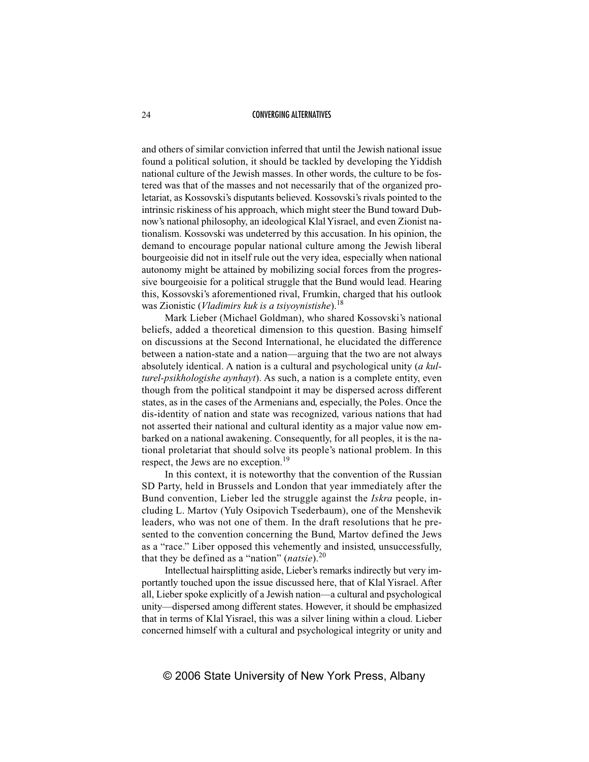and others of similar conviction inferred that until the Jewish national issue found a political solution, it should be tackled by developing the Yiddish national culture of the Jewish masses. In other words, the culture to be fostered was that of the masses and not necessarily that of the organized proletariat, as Kossovski's disputants believed. Kossovski's rivals pointed to the intrinsic riskiness of his approach, which might steer the Bund toward Dubnow's national philosophy, an ideological Klal Yisrael, and even Zionist nationalism. Kossovski was undeterred by this accusation. In his opinion, the demand to encourage popular national culture among the Jewish liberal bourgeoisie did not in itself rule out the very idea, especially when national autonomy might be attained by mobilizing social forces from the progressive bourgeoisie for a political struggle that the Bund would lead. Hearing this, Kossovski's aforementioned rival, Frumkin, charged that his outlook was Zionistic (*Vladimirs kuk is a tsiyoynistishe*).[18]

Mark Lieber (Michael Goldman), who shared Kossovski's national beliefs, added a theoretical dimension to this question. Basing himself on discussions at the Second International, he elucidated the difference between a nation-state and a nation—arguing that the two are not always absolutely identical. A nation is a cultural and psychological unity (*a kulturel-psikhologishe aynhayt*). As such, a nation is a complete entity, even though from the political standpoint it may be dispersed across different states, as in the cases of the Armenians and, especially, the Poles. Once the dis-identity of nation and state was recognized, various nations that had not asserted their national and cultural identity as a major value now embarked on a national awakening. Consequently, for all peoples, it is the national proletariat that should solve its people's national problem. In this respect, the Jews are no exception.[19]

In this context, it is noteworthy that the convention of the Russian SD Party, held in Brussels and London that year immediately after the Bund convention, Lieber led the struggle against the *Iskra* people, including L. Martov (Yuly Osipovich Tsederbaum), one of the Menshevik leaders, who was not one of them. In the draft resolutions that he presented to the convention concerning the Bund, Martov defined the Jews as a "race." Liber opposed this vehemently and insisted, unsuccessfully, that they be defined as a "nation" (*natsie*).[20]

Intellectual hairsplitting aside, Lieber's remarks indirectly but very importantly touched upon the issue discussed here, that of Klal Yisrael. After all, Lieber spoke explicitly of a Jewish nation—a cultural and psychological unity—dispersed among different states. However, it should be emphasized that in terms of Klal Yisrael, this was a silver lining within a cloud. Lieber concerned himself with a cultural and psychological integrity or unity and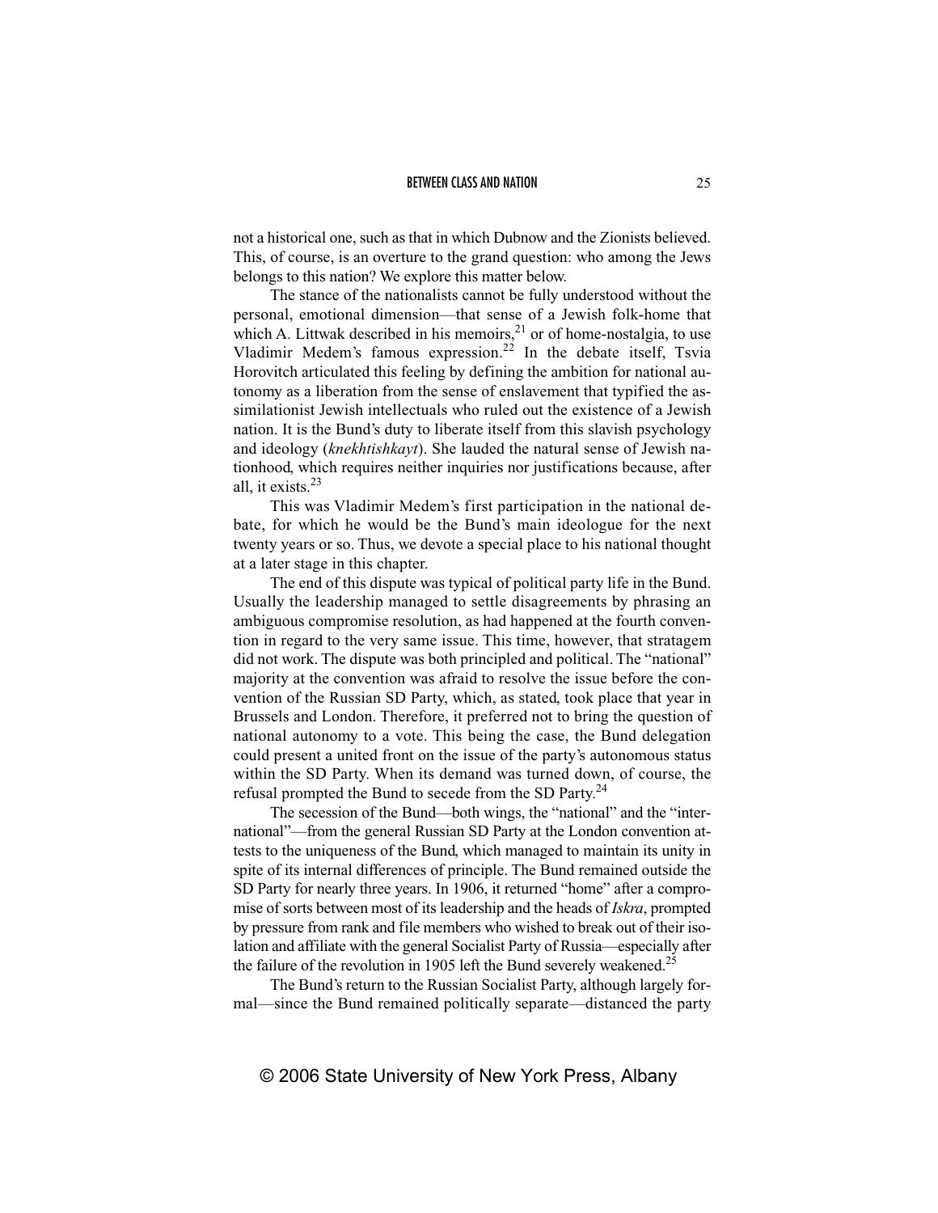not a historical one, such as that in which Dubnow and the Zionists believed. This, of course, is an overture to the grand question: who among the Jews belongs to this nation? We explore this matter below.

The stance of the nationalists cannot be fully understood without the personal, emotional dimension—that sense of a Jewish folk-home that which A. Littwak described in his memoirs,[21] or of home-nostalgia, to use Vladimir Medem's famous expression.[22] In the debate itself, Tsvia Horovitch articulated this feeling by defining the ambition for national autonomy as a liberation from the sense of enslavement that typified the assimilationist Jewish intellectuals who ruled out the existence of a Jewish nation. It is the Bund's duty to liberate itself from this slavish psychology and ideology (*knekhtishkayt*). She lauded the natural sense of Jewish nationhood, which requires neither inquiries nor justifications because, after all, it exists.[23]

This was Vladimir Medem's first participation in the national debate, for which he would be the Bund's main ideologue for the next twenty years or so. Thus, we devote a special place to his national thought at a later stage in this chapter.

The end of this dispute was typical of political party life in the Bund. Usually the leadership managed to settle disagreements by phrasing an ambiguous compromise resolution, as had happened at the fourth convention in regard to the very same issue. This time, however, that stratagem did not work. The dispute was both principled and political. The "national" majority at the convention was afraid to resolve the issue before the convention of the Russian SD Party, which, as stated, took place that year in Brussels and London. Therefore, it preferred not to bring the question of national autonomy to a vote. This being the case, the Bund delegation could present a united front on the issue of the party's autonomous status within the SD Party. When its demand was turned down, of course, the refusal prompted the Bund to secede from the SD Party.[24]

The secession of the Bund—both wings, the "national" and the "international"—from the general Russian SD Party at the London convention attests to the uniqueness of the Bund, which managed to maintain its unity in spite of its internal differences of principle. The Bund remained outside the SD Party for nearly three years. In 1906, it returned "home" after a compromise of sorts between most of its leadership and the heads of *Iskra*, prompted by pressure from rank and file members who wished to break out of their isolation and affiliate with the general Socialist Party of Russia—especially after the failure of the revolution in 1905 left the Bund severely weakened.[25]

The Bund's return to the Russian Socialist Party, although largely formal—since the Bund remained politically separate—distanced the party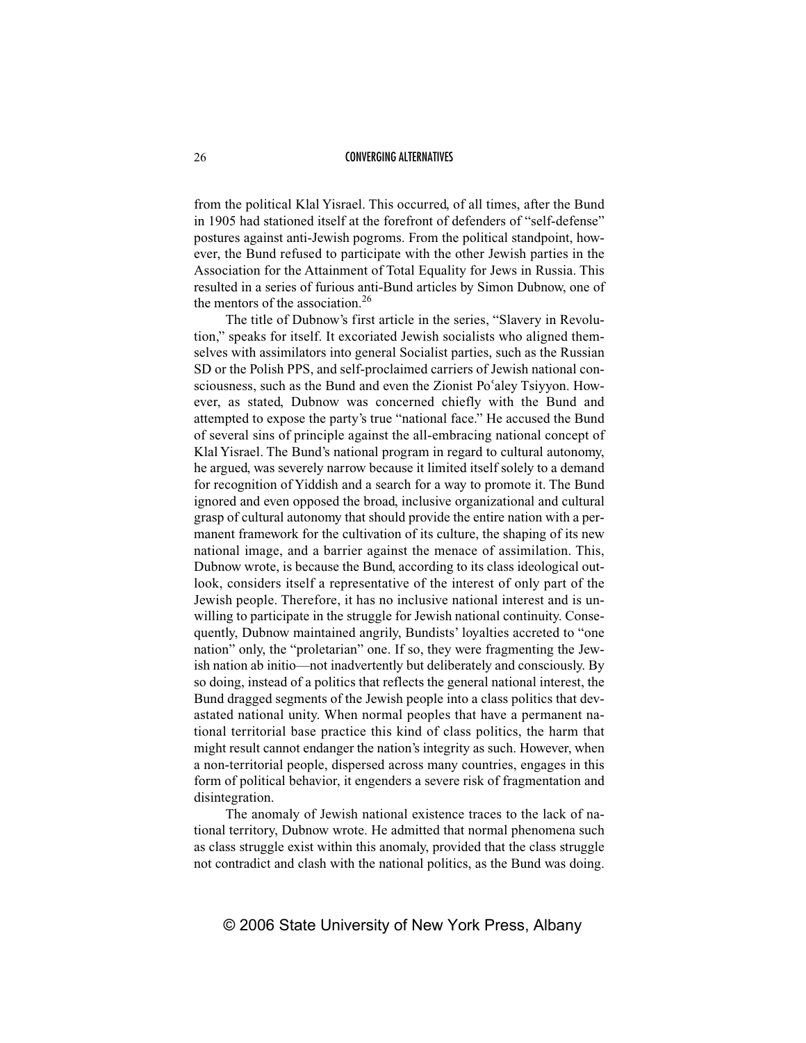from the political Klal Yisrael. This occurred, of all times, after the Bund in 1905 had stationed itself at the forefront of defenders of "self-defense" postures against anti-Jewish pogroms. From the political standpoint, however, the Bund refused to participate with the other Jewish parties in the Association for the Attainment of Total Equality for Jews in Russia. This resulted in a series of furious anti-Bund articles by Simon Dubnow, one of the mentors of the association.[26]

The title of Dubnow's first article in the series, "Slavery in Revolution," speaks for itself. It excoriated Jewish socialists who aligned themselves with assimilators into general Socialist parties, such as the Russian SD or the Polish PPS, and self-proclaimed carriers of Jewish national consciousness, such as the Bund and even the Zionist Poʿaley Tsiyyon. However, as stated, Dubnow was concerned chiefly with the Bund and attempted to expose the party's true "national face." He accused the Bund of several sins of principle against the all-embracing national concept of Klal Yisrael. The Bund's national program in regard to cultural autonomy, he argued, was severely narrow because it limited itself solely to a demand for recognition of Yiddish and a search for a way to promote it. The Bund ignored and even opposed the broad, inclusive organizational and cultural grasp of cultural autonomy that should provide the entire nation with a permanent framework for the cultivation of its culture, the shaping of its new national image, and a barrier against the menace of assimilation. This, Dubnow wrote, is because the Bund, according to its class ideological outlook, considers itself a representative of the interest of only part of the Jewish people. Therefore, it has no inclusive national interest and is unwilling to participate in the struggle for Jewish national continuity. Consequently, Dubnow maintained angrily, Bundists' loyalties accreted to "one nation" only, the "proletarian" one. If so, they were fragmenting the Jewish nation ab initio—not inadvertently but deliberately and consciously. By so doing, instead of a politics that reflects the general national interest, the Bund dragged segments of the Jewish people into a class politics that devastated national unity. When normal peoples that have a permanent national territorial base practice this kind of class politics, the harm that might result cannot endanger the nation's integrity as such. However, when a non-territorial people, dispersed across many countries, engages in this form of political behavior, it engenders a severe risk of fragmentation and disintegration.

The anomaly of Jewish national existence traces to the lack of national territory, Dubnow wrote. He admitted that normal phenomena such as class struggle exist within this anomaly, provided that the class struggle not contradict and clash with the national politics, as the Bund was doing.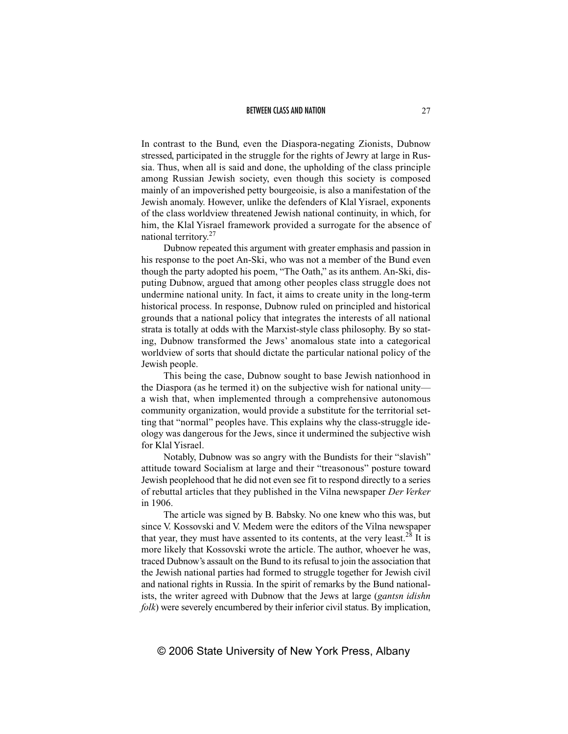In contrast to the Bund, even the Diaspora-negating Zionists, Dubnow stressed, participated in the struggle for the rights of Jewry at large in Russia. Thus, when all is said and done, the upholding of the class principle among Russian Jewish society, even though this society is composed mainly of an impoverished petty bourgeoisie, is also a manifestation of the Jewish anomaly. However, unlike the defenders of Klal Yisrael, exponents of the class worldview threatened Jewish national continuity, in which, for him, the Klal Yisrael framework provided a surrogate for the absence of national territory.[27]

Dubnow repeated this argument with greater emphasis and passion in his response to the poet An-Ski, who was not a member of the Bund even though the party adopted his poem, "The Oath," as its anthem. An-Ski, disputing Dubnow, argued that among other peoples class struggle does not undermine national unity. In fact, it aims to create unity in the long-term historical process. In response, Dubnow ruled on principled and historical grounds that a national policy that integrates the interests of all national strata is totally at odds with the Marxist-style class philosophy. By so stating, Dubnow transformed the Jews' anomalous state into a categorical worldview of sorts that should dictate the particular national policy of the Jewish people.

This being the case, Dubnow sought to base Jewish nationhood in the Diaspora (as he termed it) on the subjective wish for national unity—a wish that, when implemented through a comprehensive autonomous community organization, would provide a substitute for the territorial setting that "normal" peoples have. This explains why the class-struggle ideology was dangerous for the Jews, since it undermined the subjective wish for Klal Yisrael.

Notably, Dubnow was so angry with the Bundists for their "slavish" attitude toward Socialism at large and their "treasonous" posture toward Jewish peoplehood that he did not even see fit to respond directly to a series of rebuttal articles that they published in the Vilna newspaper *Der Verker* in 1906.

The article was signed by B. Babsky. No one knew who this was, but since V. Kossovski and V. Medem were the editors of the Vilna newspaper that year, they must have assented to its contents, at the very least.[28] It is more likely that Kossovski wrote the article. The author, whoever he was, traced Dubnow's assault on the Bund to its refusal to join the association that the Jewish national parties had formed to struggle together for Jewish civil and national rights in Russia. In the spirit of remarks by the Bund nationalists, the writer agreed with Dubnow that the Jews at large (*gantsn idishn folk*) were severely encumbered by their inferior civil status. By implication,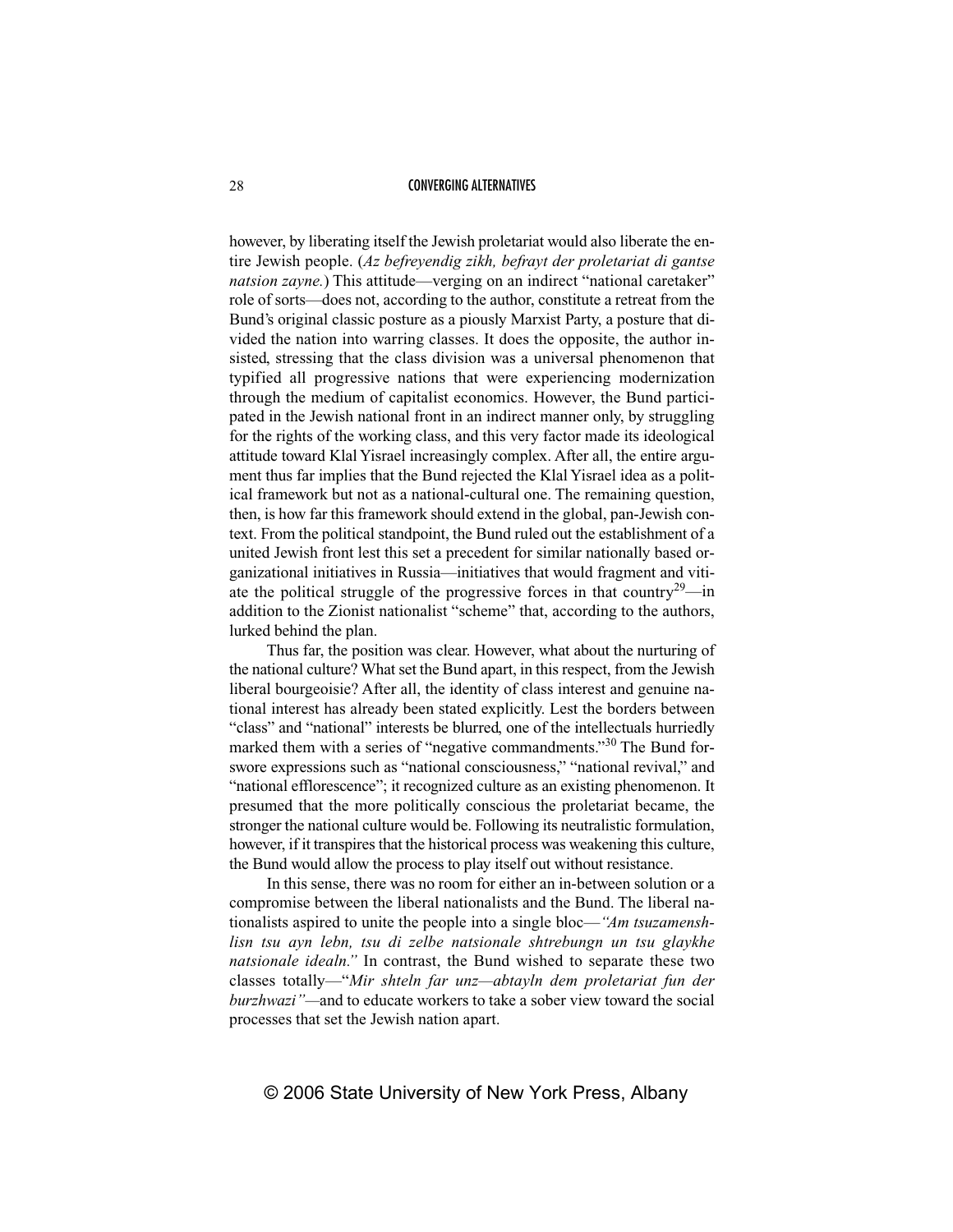however, by liberating itself the Jewish proletariat would also liberate the entire Jewish people. (*Az befreyendig zikh, befrayt der proletariat di gantse natsion zayne.*) This attitude—verging on an indirect "national caretaker" role of sorts—does not, according to the author, constitute a retreat from the Bund's original classic posture as a piously Marxist Party, a posture that divided the nation into warring classes. It does the opposite, the author insisted, stressing that the class division was a universal phenomenon that typified all progressive nations that were experiencing modernization through the medium of capitalist economics. However, the Bund participated in the Jewish national front in an indirect manner only, by struggling for the rights of the working class, and this very factor made its ideological attitude toward Klal Yisrael increasingly complex. After all, the entire argument thus far implies that the Bund rejected the Klal Yisrael idea as a political framework but not as a national-cultural one. The remaining question, then, is how far this framework should extend in the global, pan-Jewish context. From the political standpoint, the Bund ruled out the establishment of a united Jewish front lest this set a precedent for similar nationally based organizational initiatives in Russia—initiatives that would fragment and vitiate the political struggle of the progressive forces in that country[29]—in addition to the Zionist nationalist "scheme" that, according to the authors, lurked behind the plan.

Thus far, the position was clear. However, what about the nurturing of the national culture? What set the Bund apart, in this respect, from the Jewish liberal bourgeoisie? After all, the identity of class interest and genuine national interest has already been stated explicitly. Lest the borders between "class" and "national" interests be blurred, one of the intellectuals hurriedly marked them with a series of "negative commandments."[30] The Bund forswore expressions such as "national consciousness," "national revival," and "national efflorescence"; it recognized culture as an existing phenomenon. It presumed that the more politically conscious the proletariat became, the stronger the national culture would be. Following its neutralistic formulation, however, if it transpires that the historical process was weakening this culture, the Bund would allow the process to play itself out without resistance.

In this sense, there was no room for either an in-between solution or a compromise between the liberal nationalists and the Bund. The liberal nationalists aspired to unite the people into a single bloc—*"Am tsuzamenshlisn tsu ayn lebn, tsu di zelbe natsionale shtrebungn un tsu glaykhe natsionale idealn."* In contrast, the Bund wished to separate these two classes totally—"*Mir shteln far unz—abtayln dem proletariat fun der burzhwazi"*—and to educate workers to take a sober view toward the social processes that set the Jewish nation apart.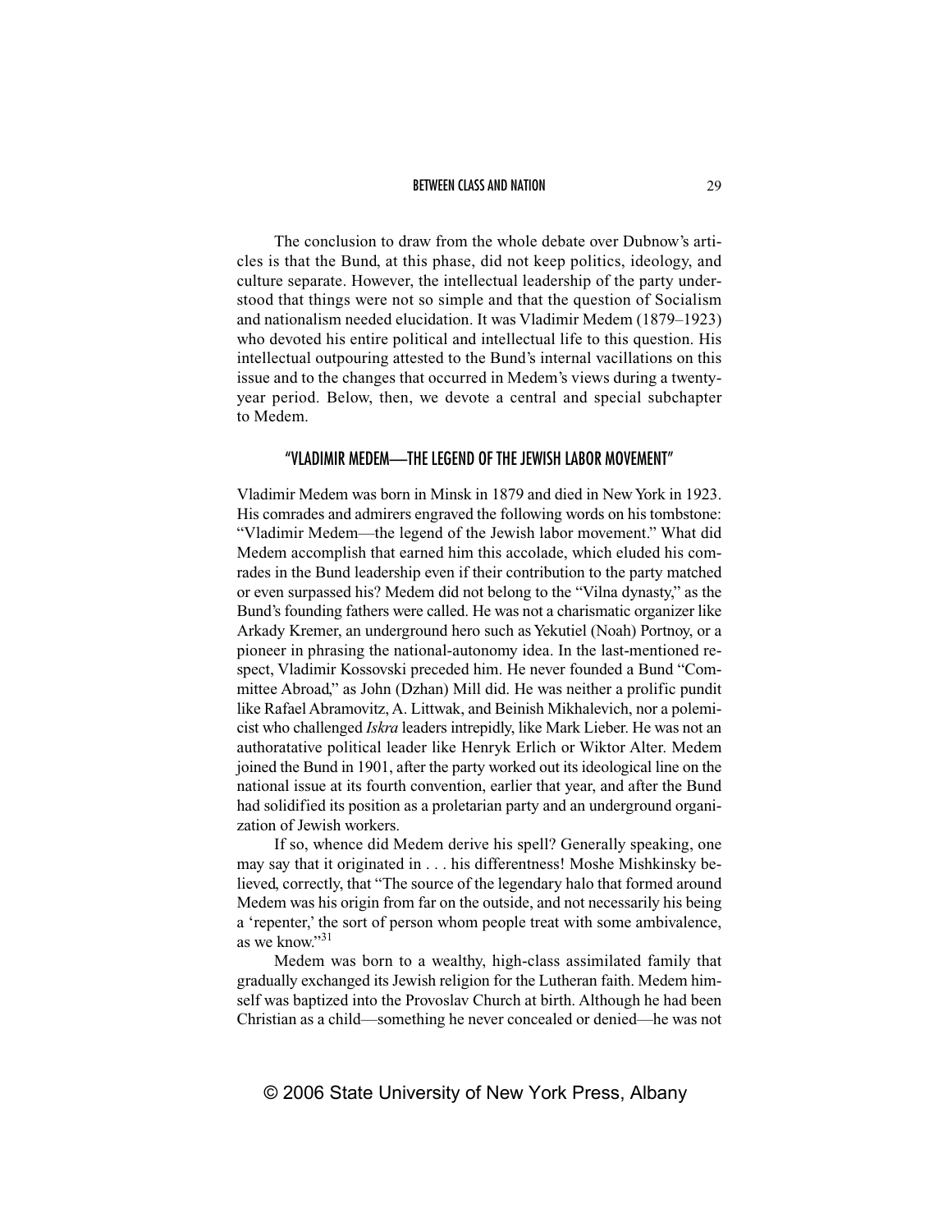The conclusion to draw from the whole debate over Dubnow's articles is that the Bund, at this phase, did not keep politics, ideology, and culture separate. However, the intellectual leadership of the party understood that things were not so simple and that the question of Socialism and nationalism needed elucidation. It was Vladimir Medem (1879–1923) who devoted his entire political and intellectual life to this question. His intellectual outpouring attested to the Bund's internal vacillations on this issue and to the changes that occurred in Medem's views during a twenty-year period. Below, then, we devote a central and special subchapter to Medem.

## "VLADIMIR MEDEM—THE LEGEND OF THE JEWISH LABOR MOVEMENT"

Vladimir Medem was born in Minsk in 1879 and died in New York in 1923. His comrades and admirers engraved the following words on his tombstone: "Vladimir Medem—the legend of the Jewish labor movement." What did Medem accomplish that earned him this accolade, which eluded his comrades in the Bund leadership even if their contribution to the party matched or even surpassed his? Medem did not belong to the "Vilna dynasty," as the Bund's founding fathers were called. He was not a charismatic organizer like Arkady Kremer, an underground hero such as Yekutiel (Noah) Portnoy, or a pioneer in phrasing the national-autonomy idea. In the last-mentioned respect, Vladimir Kossovski preceded him. He never founded a Bund "Committee Abroad," as John (Dzhan) Mill did. He was neither a prolific pundit like Rafael Abramovitz, A. Littwak, and Beinish Mikhalevich, nor a polemicist who challenged *Iskra* leaders intrepidly, like Mark Lieber. He was not an authoratative political leader like Henryk Erlich or Wiktor Alter. Medem joined the Bund in 1901, after the party worked out its ideological line on the national issue at its fourth convention, earlier that year, and after the Bund had solidified its position as a proletarian party and an underground organization of Jewish workers.

If so, whence did Medem derive his spell? Generally speaking, one may say that it originated in . . . his differentness! Moshe Mishkinsky believed, correctly, that "The source of the legendary halo that formed around Medem was his origin from far on the outside, and not necessarily his being a 'repenter,' the sort of person whom people treat with some ambivalence, as we know."[31]

Medem was born to a wealthy, high-class assimilated family that gradually exchanged its Jewish religion for the Lutheran faith. Medem himself was baptized into the Provoslav Church at birth. Although he had been Christian as a child—something he never concealed or denied—he was not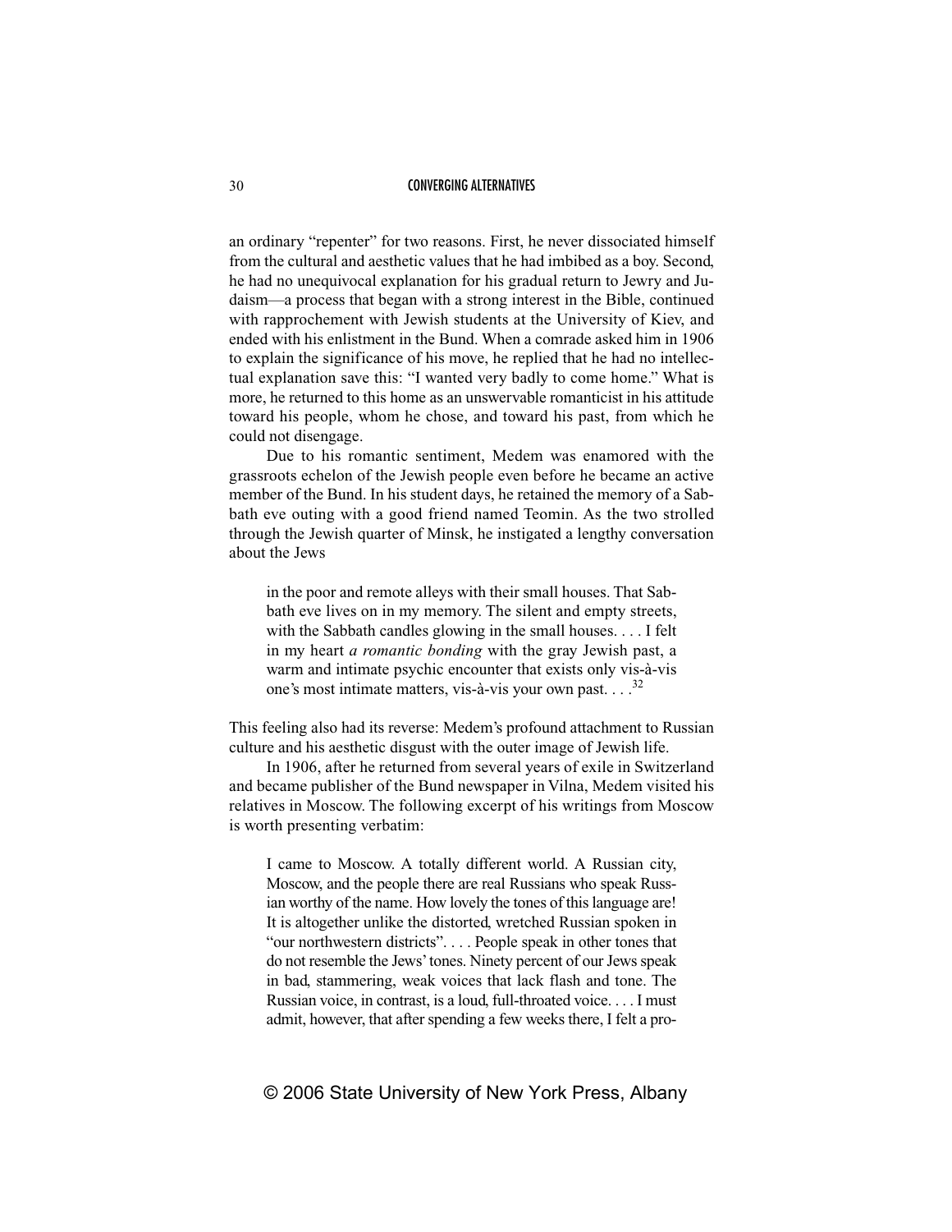an ordinary "repenter" for two reasons. First, he never dissociated himself from the cultural and aesthetic values that he had imbibed as a boy. Second, he had no unequivocal explanation for his gradual return to Jewry and Judaism—a process that began with a strong interest in the Bible, continued with rapprochement with Jewish students at the University of Kiev, and ended with his enlistment in the Bund. When a comrade asked him in 1906 to explain the significance of his move, he replied that he had no intellectual explanation save this: "I wanted very badly to come home." What is more, he returned to this home as an unswervable romanticist in his attitude toward his people, whom he chose, and toward his past, from which he could not disengage.

Due to his romantic sentiment, Medem was enamored with the grassroots echelon of the Jewish people even before he became an active member of the Bund. In his student days, he retained the memory of a Sabbath eve outing with a good friend named Teomin. As the two strolled through the Jewish quarter of Minsk, he instigated a lengthy conversation about the Jews

> in the poor and remote alleys with their small houses. That Sabbath eve lives on in my memory. The silent and empty streets, with the Sabbath candles glowing in the small houses. . . . I felt in my heart *a romantic bonding* with the gray Jewish past, a warm and intimate psychic encounter that exists only vis-à-vis one's most intimate matters, vis-à-vis your own past. . . .[32]

This feeling also had its reverse: Medem's profound attachment to Russian culture and his aesthetic disgust with the outer image of Jewish life.

In 1906, after he returned from several years of exile in Switzerland and became publisher of the Bund newspaper in Vilna, Medem visited his relatives in Moscow. The following excerpt of his writings from Moscow is worth presenting verbatim:

> I came to Moscow. A totally different world. A Russian city, Moscow, and the people there are real Russians who speak Russian worthy of the name. How lovely the tones of this language are! It is altogether unlike the distorted, wretched Russian spoken in "our northwestern districts". . . . People speak in other tones that do not resemble the Jews' tones. Ninety percent of our Jews speak in bad, stammering, weak voices that lack flash and tone. The Russian voice, in contrast, is a loud, full-throated voice. . . . I must admit, however, that after spending a few weeks there, I felt a pro-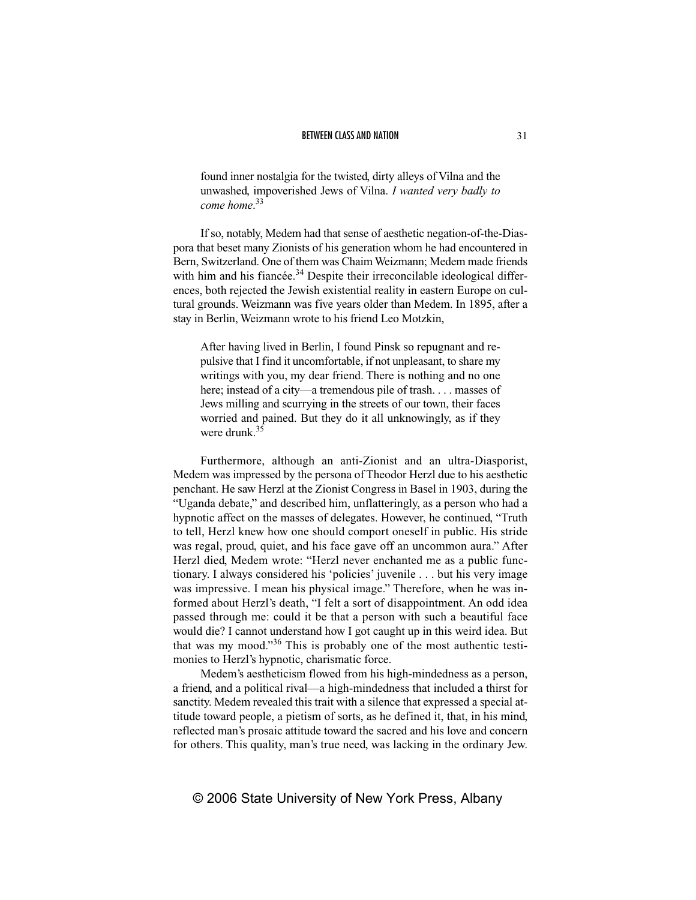> found inner nostalgia for the twisted, dirty alleys of Vilna and the unwashed, impoverished Jews of Vilna. *I wanted very badly to come home*.[33]

If so, notably, Medem had that sense of aesthetic negation-of-the-Diaspora that beset many Zionists of his generation whom he had encountered in Bern, Switzerland. One of them was Chaim Weizmann; Medem made friends with him and his fiancée.[34] Despite their irreconcilable ideological differences, both rejected the Jewish existential reality in eastern Europe on cultural grounds. Weizmann was five years older than Medem. In 1895, after a stay in Berlin, Weizmann wrote to his friend Leo Motzkin,

> After having lived in Berlin, I found Pinsk so repugnant and repulsive that I find it uncomfortable, if not unpleasant, to share my writings with you, my dear friend. There is nothing and no one here; instead of a city—a tremendous pile of trash. . . . masses of Jews milling and scurrying in the streets of our town, their faces worried and pained. But they do it all unknowingly, as if they were drunk.[35]

Furthermore, although an anti-Zionist and an ultra-Diasporist, Medem was impressed by the persona of Theodor Herzl due to his aesthetic penchant. He saw Herzl at the Zionist Congress in Basel in 1903, during the "Uganda debate," and described him, unflatteringly, as a person who had a hypnotic affect on the masses of delegates. However, he continued, "Truth to tell, Herzl knew how one should comport oneself in public. His stride was regal, proud, quiet, and his face gave off an uncommon aura." After Herzl died, Medem wrote: "Herzl never enchanted me as a public functionary. I always considered his 'policies' juvenile . . . but his very image was impressive. I mean his physical image." Therefore, when he was informed about Herzl's death, "I felt a sort of disappointment. An odd idea passed through me: could it be that a person with such a beautiful face would die? I cannot understand how I got caught up in this weird idea. But that was my mood."[36] This is probably one of the most authentic testimonies to Herzl's hypnotic, charismatic force.

Medem's aestheticism flowed from his high-mindedness as a person, a friend, and a political rival—a high-mindedness that included a thirst for sanctity. Medem revealed this trait with a silence that expressed a special attitude toward people, a pietism of sorts, as he defined it, that, in his mind, reflected man's prosaic attitude toward the sacred and his love and concern for others. This quality, man's true need, was lacking in the ordinary Jew.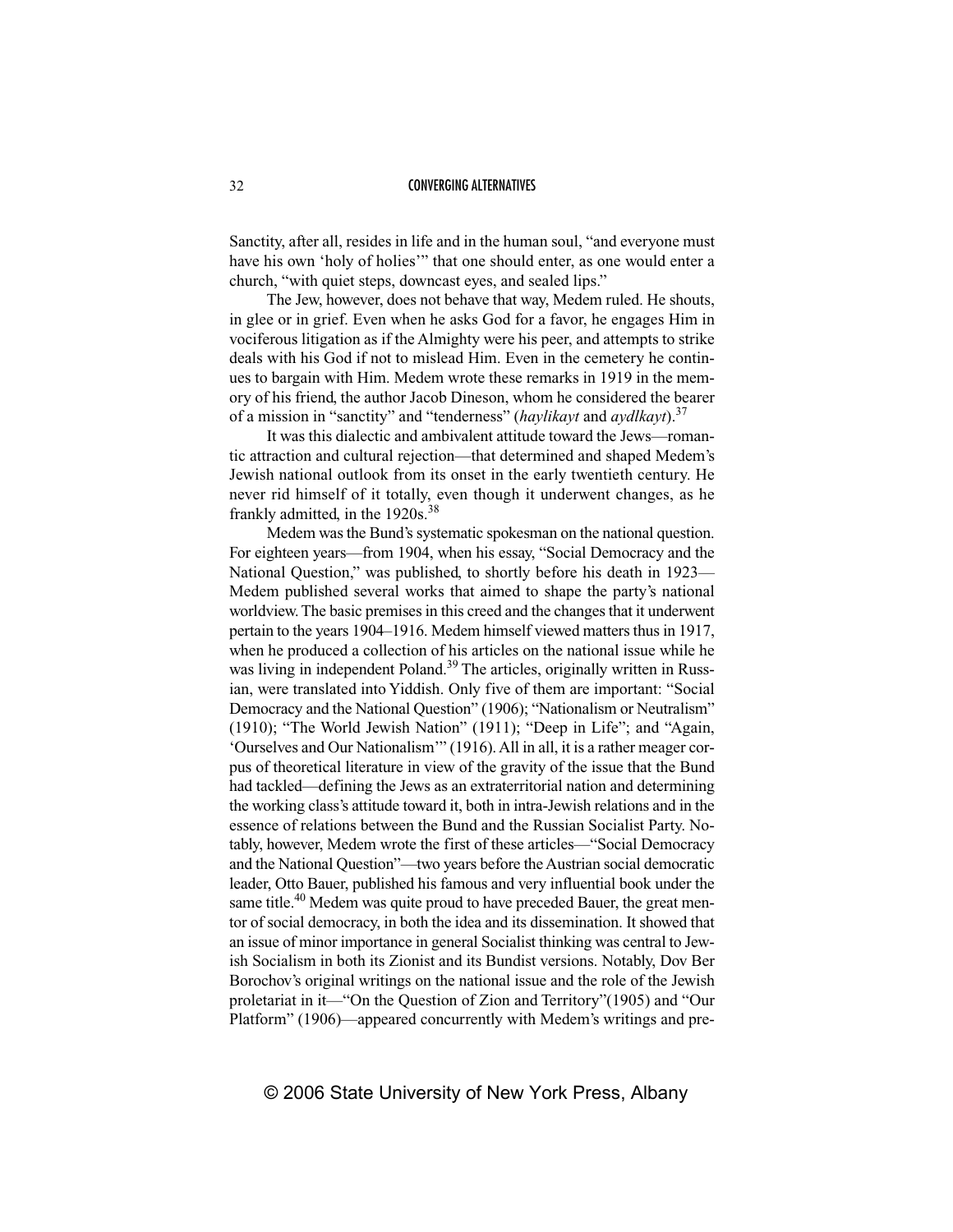Sanctity, after all, resides in life and in the human soul, "and everyone must have his own 'holy of holies'" that one should enter, as one would enter a church, "with quiet steps, downcast eyes, and sealed lips."

The Jew, however, does not behave that way, Medem ruled. He shouts, in glee or in grief. Even when he asks God for a favor, he engages Him in vociferous litigation as if the Almighty were his peer, and attempts to strike deals with his God if not to mislead Him. Even in the cemetery he continues to bargain with Him. Medem wrote these remarks in 1919 in the memory of his friend, the author Jacob Dineson, whom he considered the bearer of a mission in "sanctity" and "tenderness" (*haylikayt* and *aydlkayt*).[37]

It was this dialectic and ambivalent attitude toward the Jews—romantic attraction and cultural rejection—that determined and shaped Medem's Jewish national outlook from its onset in the early twentieth century. He never rid himself of it totally, even though it underwent changes, as he frankly admitted, in the 1920s.[38]

Medem was the Bund's systematic spokesman on the national question. For eighteen years—from 1904, when his essay, "Social Democracy and the National Question," was published, to shortly before his death in 1923—Medem published several works that aimed to shape the party's national worldview. The basic premises in this creed and the changes that it underwent pertain to the years 1904–1916. Medem himself viewed matters thus in 1917, when he produced a collection of his articles on the national issue while he was living in independent Poland.[39] The articles, originally written in Russian, were translated into Yiddish. Only five of them are important: "Social Democracy and the National Question" (1906); "Nationalism or Neutralism" (1910); "The World Jewish Nation" (1911); "Deep in Life"; and "Again, 'Ourselves and Our Nationalism'" (1916). All in all, it is a rather meager corpus of theoretical literature in view of the gravity of the issue that the Bund had tackled—defining the Jews as an extraterritorial nation and determining the working class's attitude toward it, both in intra-Jewish relations and in the essence of relations between the Bund and the Russian Socialist Party. Notably, however, Medem wrote the first of these articles—"Social Democracy and the National Question"—two years before the Austrian social democratic leader, Otto Bauer, published his famous and very influential book under the same title.[40] Medem was quite proud to have preceded Bauer, the great mentor of social democracy, in both the idea and its dissemination. It showed that an issue of minor importance in general Socialist thinking was central to Jewish Socialism in both its Zionist and its Bundist versions. Notably, Dov Ber Borochov's original writings on the national issue and the role of the Jewish proletariat in it—"On the Question of Zion and Territory"(1905) and "Our Platform" (1906)—appeared concurrently with Medem's writings and pre-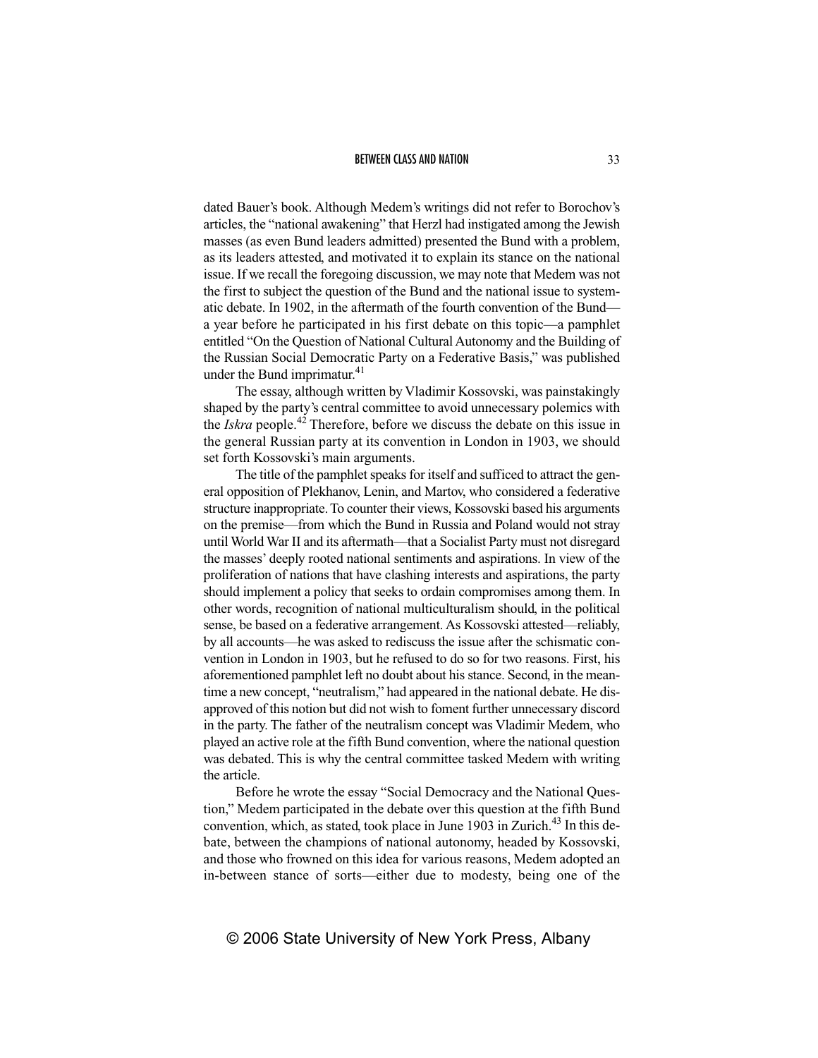dated Bauer's book. Although Medem's writings did not refer to Borochov's articles, the "national awakening" that Herzl had instigated among the Jewish masses (as even Bund leaders admitted) presented the Bund with a problem, as its leaders attested, and motivated it to explain its stance on the national issue. If we recall the foregoing discussion, we may note that Medem was not the first to subject the question of the Bund and the national issue to systematic debate. In 1902, in the aftermath of the fourth convention of the Bund—a year before he participated in his first debate on this topic—a pamphlet entitled "On the Question of National Cultural Autonomy and the Building of the Russian Social Democratic Party on a Federative Basis," was published under the Bund imprimatur.[41]

The essay, although written by Vladimir Kossovski, was painstakingly shaped by the party's central committee to avoid unnecessary polemics with the *Iskra* people.[42] Therefore, before we discuss the debate on this issue in the general Russian party at its convention in London in 1903, we should set forth Kossovski's main arguments.

The title of the pamphlet speaks for itself and sufficed to attract the general opposition of Plekhanov, Lenin, and Martov, who considered a federative structure inappropriate. To counter their views, Kossovski based his arguments on the premise—from which the Bund in Russia and Poland would not stray until World War II and its aftermath—that a Socialist Party must not disregard the masses' deeply rooted national sentiments and aspirations. In view of the proliferation of nations that have clashing interests and aspirations, the party should implement a policy that seeks to ordain compromises among them. In other words, recognition of national multiculturalism should, in the political sense, be based on a federative arrangement. As Kossovski attested—reliably, by all accounts—he was asked to rediscuss the issue after the schismatic convention in London in 1903, but he refused to do so for two reasons. First, his aforementioned pamphlet left no doubt about his stance. Second, in the meantime a new concept, "neutralism," had appeared in the national debate. He disapproved of this notion but did not wish to foment further unnecessary discord in the party. The father of the neutralism concept was Vladimir Medem, who played an active role at the fifth Bund convention, where the national question was debated. This is why the central committee tasked Medem with writing the article.

Before he wrote the essay "Social Democracy and the National Question," Medem participated in the debate over this question at the fifth Bund convention, which, as stated, took place in June 1903 in Zurich.[43] In this debate, between the champions of national autonomy, headed by Kossovski, and those who frowned on this idea for various reasons, Medem adopted an in-between stance of sorts—either due to modesty, being one of the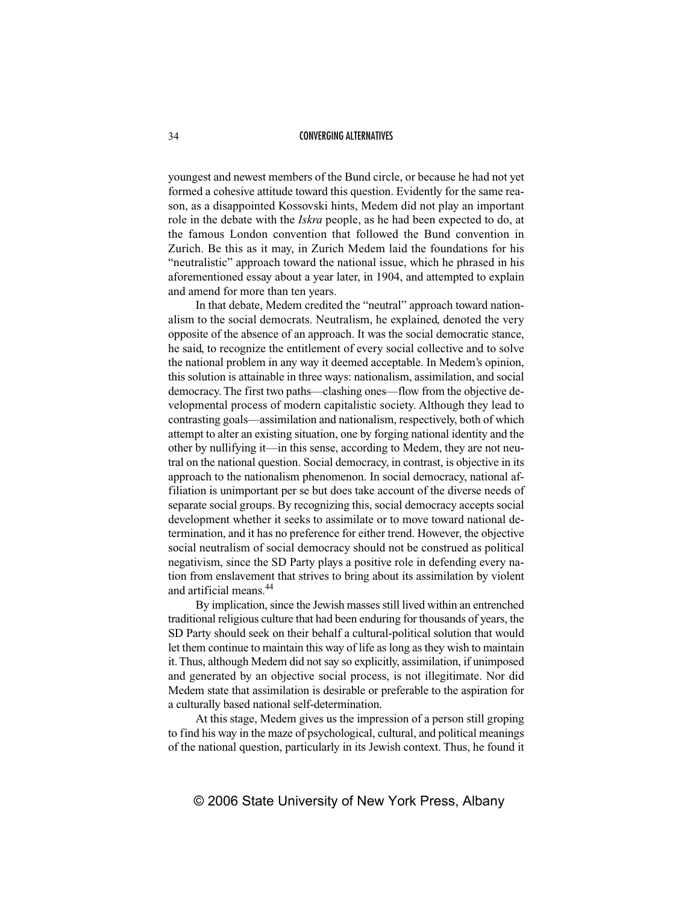youngest and newest members of the Bund circle, or because he had not yet formed a cohesive attitude toward this question. Evidently for the same reason, as a disappointed Kossovski hints, Medem did not play an important role in the debate with the *Iskra* people, as he had been expected to do, at the famous London convention that followed the Bund convention in Zurich. Be this as it may, in Zurich Medem laid the foundations for his "neutralistic" approach toward the national issue, which he phrased in his aforementioned essay about a year later, in 1904, and attempted to explain and amend for more than ten years.

In that debate, Medem credited the "neutral" approach toward nationalism to the social democrats. Neutralism, he explained, denoted the very opposite of the absence of an approach. It was the social democratic stance, he said, to recognize the entitlement of every social collective and to solve the national problem in any way it deemed acceptable. In Medem's opinion, this solution is attainable in three ways: nationalism, assimilation, and social democracy. The first two paths—clashing ones—flow from the objective developmental process of modern capitalistic society. Although they lead to contrasting goals—assimilation and nationalism, respectively, both of which attempt to alter an existing situation, one by forging national identity and the other by nullifying it—in this sense, according to Medem, they are not neutral on the national question. Social democracy, in contrast, is objective in its approach to the nationalism phenomenon. In social democracy, national affiliation is unimportant per se but does take account of the diverse needs of separate social groups. By recognizing this, social democracy accepts social development whether it seeks to assimilate or to move toward national determination, and it has no preference for either trend. However, the objective social neutralism of social democracy should not be construed as political negativism, since the SD Party plays a positive role in defending every nation from enslavement that strives to bring about its assimilation by violent and artificial means.[44]

By implication, since the Jewish masses still lived within an entrenched traditional religious culture that had been enduring for thousands of years, the SD Party should seek on their behalf a cultural-political solution that would let them continue to maintain this way of life as long as they wish to maintain it. Thus, although Medem did not say so explicitly, assimilation, if unimposed and generated by an objective social process, is not illegitimate. Nor did Medem state that assimilation is desirable or preferable to the aspiration for a culturally based national self-determination.

At this stage, Medem gives us the impression of a person still groping to find his way in the maze of psychological, cultural, and political meanings of the national question, particularly in its Jewish context. Thus, he found it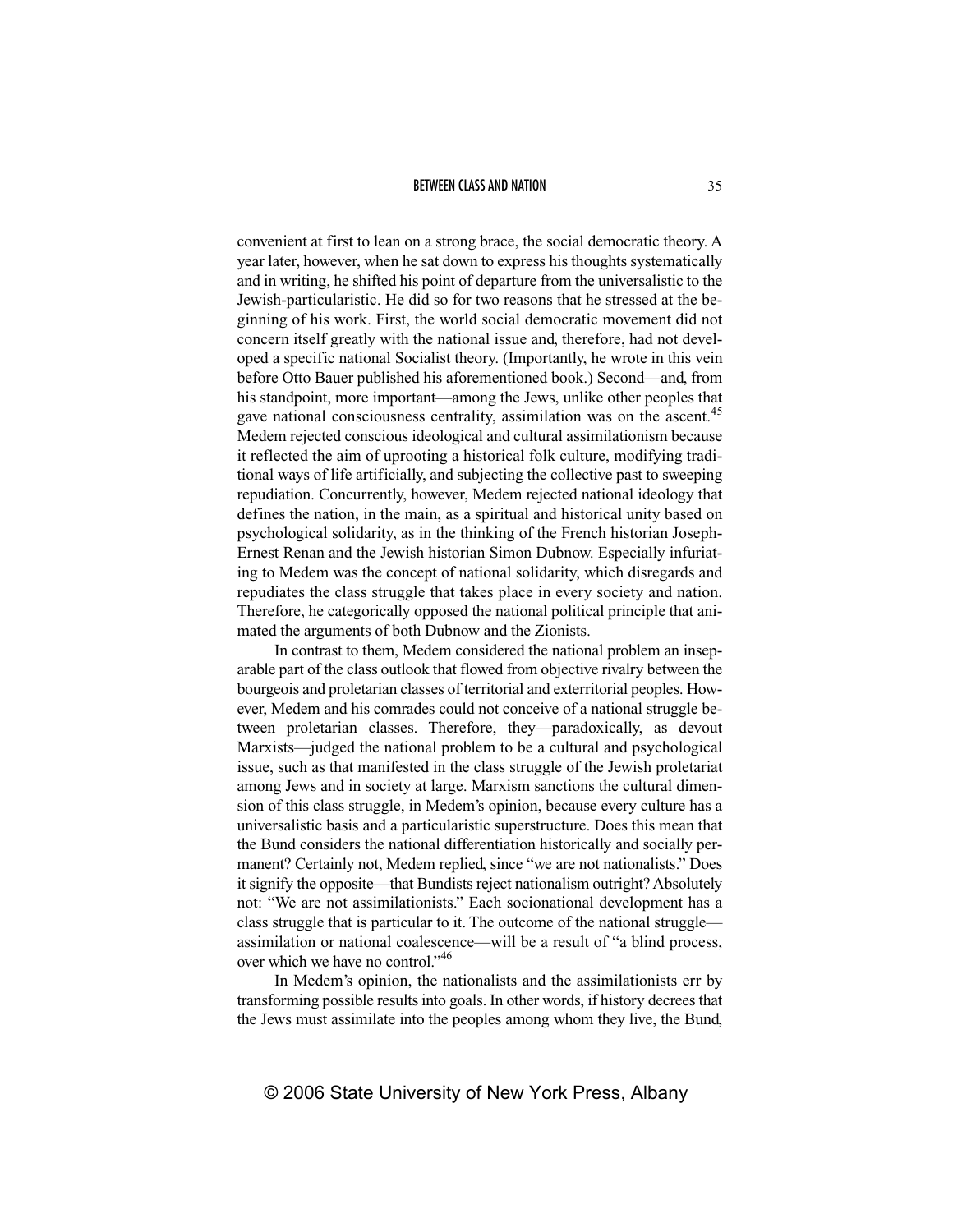convenient at first to lean on a strong brace, the social democratic theory. A year later, however, when he sat down to express his thoughts systematically and in writing, he shifted his point of departure from the universalistic to the Jewish-particularistic. He did so for two reasons that he stressed at the beginning of his work. First, the world social democratic movement did not concern itself greatly with the national issue and, therefore, had not developed a specific national Socialist theory. (Importantly, he wrote in this vein before Otto Bauer published his aforementioned book.) Second—and, from his standpoint, more important—among the Jews, unlike other peoples that gave national consciousness centrality, assimilation was on the ascent.[45] Medem rejected conscious ideological and cultural assimilationism because it reflected the aim of uprooting a historical folk culture, modifying traditional ways of life artificially, and subjecting the collective past to sweeping repudiation. Concurrently, however, Medem rejected national ideology that defines the nation, in the main, as a spiritual and historical unity based on psychological solidarity, as in the thinking of the French historian Joseph-Ernest Renan and the Jewish historian Simon Dubnow. Especially infuriating to Medem was the concept of national solidarity, which disregards and repudiates the class struggle that takes place in every society and nation. Therefore, he categorically opposed the national political principle that animated the arguments of both Dubnow and the Zionists.

In contrast to them, Medem considered the national problem an inseparable part of the class outlook that flowed from objective rivalry between the bourgeois and proletarian classes of territorial and exterritorial peoples. However, Medem and his comrades could not conceive of a national struggle between proletarian classes. Therefore, they—paradoxically, as devout Marxists—judged the national problem to be a cultural and psychological issue, such as that manifested in the class struggle of the Jewish proletariat among Jews and in society at large. Marxism sanctions the cultural dimension of this class struggle, in Medem's opinion, because every culture has a universalistic basis and a particularistic superstructure. Does this mean that the Bund considers the national differentiation historically and socially permanent? Certainly not, Medem replied, since "we are not nationalists." Does it signify the opposite—that Bundists reject nationalism outright? Absolutely not: "We are not assimilationists." Each socionational development has a class struggle that is particular to it. The outcome of the national struggle—assimilation or national coalescence—will be a result of "a blind process, over which we have no control."[46]

In Medem's opinion, the nationalists and the assimilationists err by transforming possible results into goals. In other words, if history decrees that the Jews must assimilate into the peoples among whom they live, the Bund,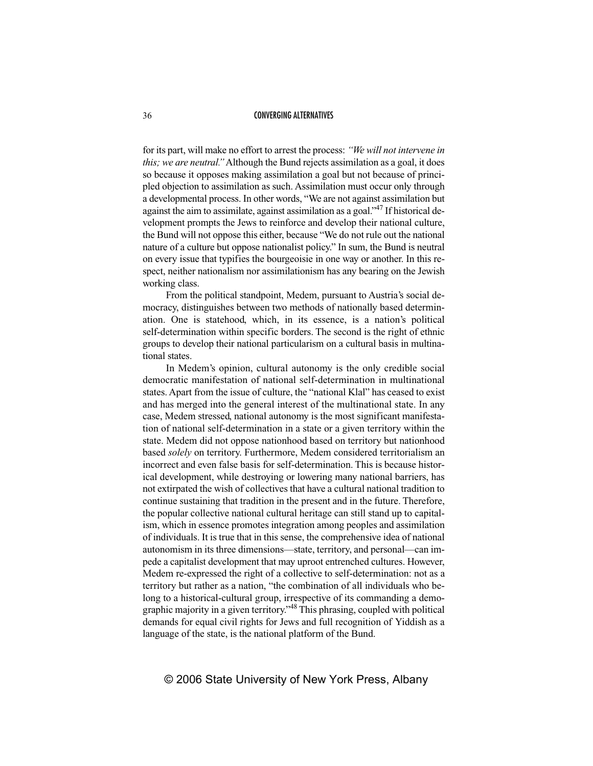for its part, will make no effort to arrest the process: *"We will not intervene in this; we are neutral."* Although the Bund rejects assimilation as a goal, it does so because it opposes making assimilation a goal but not because of principled objection to assimilation as such. Assimilation must occur only through a developmental process. In other words, "We are not against assimilation but against the aim to assimilate, against assimilation as a goal."[47] If historical development prompts the Jews to reinforce and develop their national culture, the Bund will not oppose this either, because "We do not rule out the national nature of a culture but oppose nationalist policy." In sum, the Bund is neutral on every issue that typifies the bourgeoisie in one way or another. In this respect, neither nationalism nor assimilationism has any bearing on the Jewish working class.

From the political standpoint, Medem, pursuant to Austria's social democracy, distinguishes between two methods of nationally based determination. One is statehood, which, in its essence, is a nation's political self-determination within specific borders. The second is the right of ethnic groups to develop their national particularism on a cultural basis in multinational states.

In Medem's opinion, cultural autonomy is the only credible social democratic manifestation of national self-determination in multinational states. Apart from the issue of culture, the "national Klal" has ceased to exist and has merged into the general interest of the multinational state. In any case, Medem stressed, national autonomy is the most significant manifestation of national self-determination in a state or a given territory within the state. Medem did not oppose nationhood based on territory but nationhood based *solely* on territory. Furthermore, Medem considered territorialism an incorrect and even false basis for self-determination. This is because historical development, while destroying or lowering many national barriers, has not extirpated the wish of collectives that have a cultural national tradition to continue sustaining that tradition in the present and in the future. Therefore, the popular collective national cultural heritage can still stand up to capitalism, which in essence promotes integration among peoples and assimilation of individuals. It is true that in this sense, the comprehensive idea of national autonomism in its three dimensions—state, territory, and personal—can impede a capitalist development that may uproot entrenched cultures. However, Medem re-expressed the right of a collective to self-determination: not as a territory but rather as a nation, "the combination of all individuals who belong to a historical-cultural group, irrespective of its commanding a demographic majority in a given territory."[48] This phrasing, coupled with political demands for equal civil rights for Jews and full recognition of Yiddish as a language of the state, is the national platform of the Bund.

© 2006 State University of New York Press, Albany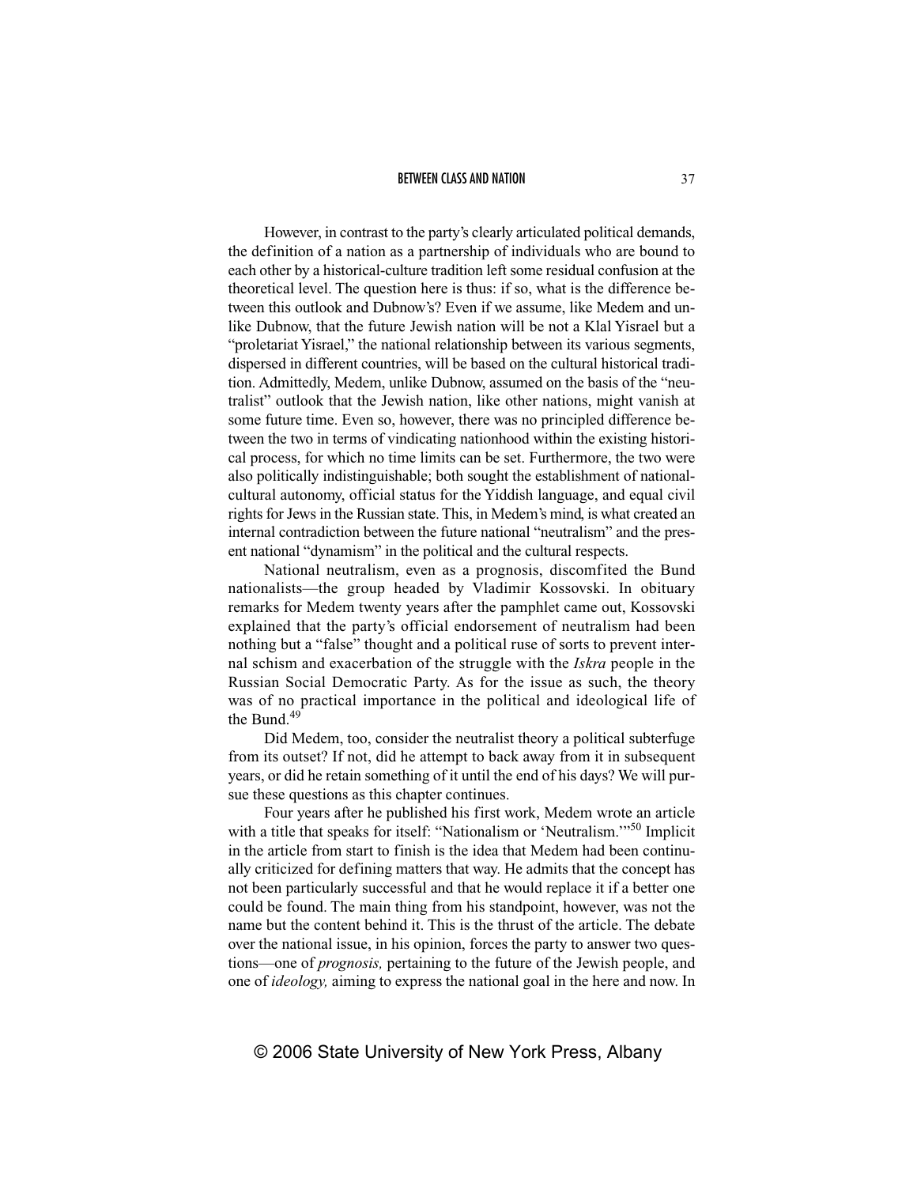However, in contrast to the party's clearly articulated political demands, the definition of a nation as a partnership of individuals who are bound to each other by a historical-culture tradition left some residual confusion at the theoretical level. The question here is thus: if so, what is the difference between this outlook and Dubnow's? Even if we assume, like Medem and unlike Dubnow, that the future Jewish nation will be not a Klal Yisrael but a "proletariat Yisrael," the national relationship between its various segments, dispersed in different countries, will be based on the cultural historical tradition. Admittedly, Medem, unlike Dubnow, assumed on the basis of the "neutralist" outlook that the Jewish nation, like other nations, might vanish at some future time. Even so, however, there was no principled difference between the two in terms of vindicating nationhood within the existing historical process, for which no time limits can be set. Furthermore, the two were also politically indistinguishable; both sought the establishment of national-cultural autonomy, official status for the Yiddish language, and equal civil rights for Jews in the Russian state. This, in Medem's mind, is what created an internal contradiction between the future national "neutralism" and the present national "dynamism" in the political and the cultural respects.

National neutralism, even as a prognosis, discomfited the Bund nationalists—the group headed by Vladimir Kossovski. In obituary remarks for Medem twenty years after the pamphlet came out, Kossovski explained that the party's official endorsement of neutralism had been nothing but a "false" thought and a political ruse of sorts to prevent internal schism and exacerbation of the struggle with the *Iskra* people in the Russian Social Democratic Party. As for the issue as such, the theory was of no practical importance in the political and ideological life of the Bund.[49]

Did Medem, too, consider the neutralist theory a political subterfuge from its outset? If not, did he attempt to back away from it in subsequent years, or did he retain something of it until the end of his days? We will pursue these questions as this chapter continues.

Four years after he published his first work, Medem wrote an article with a title that speaks for itself: "Nationalism or 'Neutralism.'"[50] Implicit in the article from start to finish is the idea that Medem had been continually criticized for defining matters that way. He admits that the concept has not been particularly successful and that he would replace it if a better one could be found. The main thing from his standpoint, however, was not the name but the content behind it. This is the thrust of the article. The debate over the national issue, in his opinion, forces the party to answer two questions—one of *prognosis,* pertaining to the future of the Jewish people, and one of *ideology,* aiming to express the national goal in the here and now. In

© 2006 State University of New York Press, Albany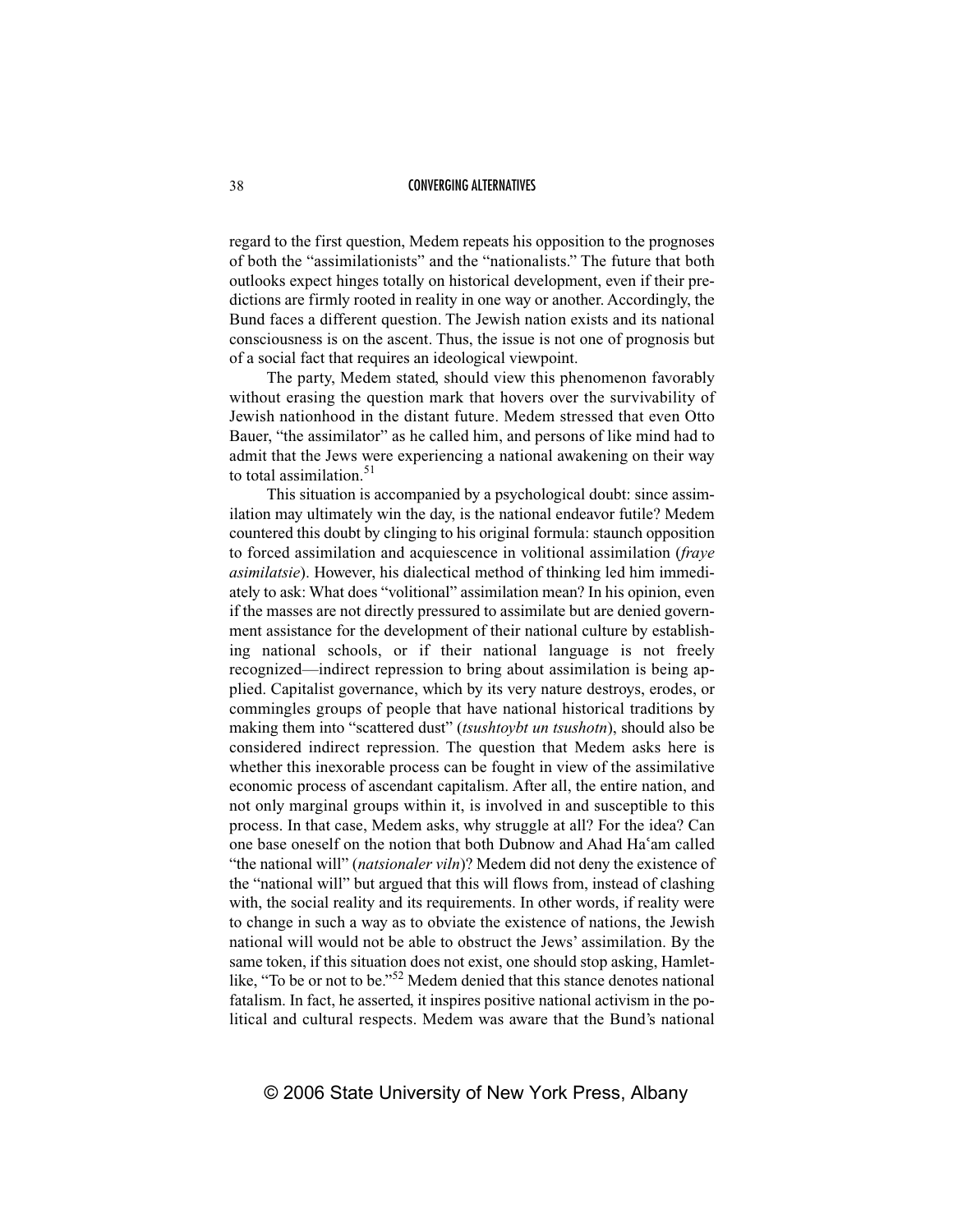regard to the first question, Medem repeats his opposition to the prognoses of both the "assimilationists" and the "nationalists." The future that both outlooks expect hinges totally on historical development, even if their predictions are firmly rooted in reality in one way or another. Accordingly, the Bund faces a different question. The Jewish nation exists and its national consciousness is on the ascent. Thus, the issue is not one of prognosis but of a social fact that requires an ideological viewpoint.

The party, Medem stated, should view this phenomenon favorably without erasing the question mark that hovers over the survivability of Jewish nationhood in the distant future. Medem stressed that even Otto Bauer, "the assimilator" as he called him, and persons of like mind had to admit that the Jews were experiencing a national awakening on their way to total assimilation.[51]

This situation is accompanied by a psychological doubt: since assimilation may ultimately win the day, is the national endeavor futile? Medem countered this doubt by clinging to his original formula: staunch opposition to forced assimilation and acquiescence in volitional assimilation (*fraye asimilatsie*). However, his dialectical method of thinking led him immediately to ask: What does "volitional" assimilation mean? In his opinion, even if the masses are not directly pressured to assimilate but are denied government assistance for the development of their national culture by establishing national schools, or if their national language is not freely recognized—indirect repression to bring about assimilation is being applied. Capitalist governance, which by its very nature destroys, erodes, or commingles groups of people that have national historical traditions by making them into "scattered dust" (*tsushtoybt un tsushotn*), should also be considered indirect repression. The question that Medem asks here is whether this inexorable process can be fought in view of the assimilative economic process of ascendant capitalism. After all, the entire nation, and not only marginal groups within it, is involved in and susceptible to this process. In that case, Medem asks, why struggle at all? For the idea? Can one base oneself on the notion that both Dubnow and Ahad Ha'am called "the national will" (*natsionaler viln*)? Medem did not deny the existence of the "national will" but argued that this will flows from, instead of clashing with, the social reality and its requirements. In other words, if reality were to change in such a way as to obviate the existence of nations, the Jewish national will would not be able to obstruct the Jews' assimilation. By the same token, if this situation does not exist, one should stop asking, Hamlet-like, "To be or not to be."[52] Medem denied that this stance denotes national fatalism. In fact, he asserted, it inspires positive national activism in the political and cultural respects. Medem was aware that the Bund's national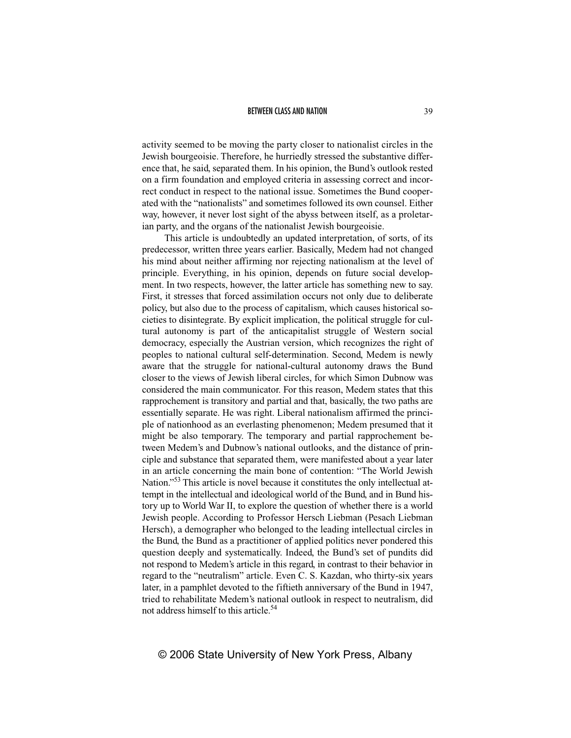activity seemed to be moving the party closer to nationalist circles in the Jewish bourgeoisie. Therefore, he hurriedly stressed the substantive difference that, he said, separated them. In his opinion, the Bund's outlook rested on a firm foundation and employed criteria in assessing correct and incorrect conduct in respect to the national issue. Sometimes the Bund cooperated with the "nationalists" and sometimes followed its own counsel. Either way, however, it never lost sight of the abyss between itself, as a proletarian party, and the organs of the nationalist Jewish bourgeoisie.

This article is undoubtedly an updated interpretation, of sorts, of its predecessor, written three years earlier. Basically, Medem had not changed his mind about neither affirming nor rejecting nationalism at the level of principle. Everything, in his opinion, depends on future social development. In two respects, however, the latter article has something new to say. First, it stresses that forced assimilation occurs not only due to deliberate policy, but also due to the process of capitalism, which causes historical societies to disintegrate. By explicit implication, the political struggle for cultural autonomy is part of the anticapitalist struggle of Western social democracy, especially the Austrian version, which recognizes the right of peoples to national cultural self-determination. Second, Medem is newly aware that the struggle for national-cultural autonomy draws the Bund closer to the views of Jewish liberal circles, for which Simon Dubnow was considered the main communicator. For this reason, Medem states that this rapprochement is transitory and partial and that, basically, the two paths are essentially separate. He was right. Liberal nationalism affirmed the principle of nationhood as an everlasting phenomenon; Medem presumed that it might be also temporary. The temporary and partial rapprochement between Medem's and Dubnow's national outlooks, and the distance of principle and substance that separated them, were manifested about a year later in an article concerning the main bone of contention: "The World Jewish Nation."[53] This article is novel because it constitutes the only intellectual attempt in the intellectual and ideological world of the Bund, and in Bund history up to World War II, to explore the question of whether there is a world Jewish people. According to Professor Hersch Liebman (Pesach Liebman Hersch), a demographer who belonged to the leading intellectual circles in the Bund, the Bund as a practitioner of applied politics never pondered this question deeply and systematically. Indeed, the Bund's set of pundits did not respond to Medem's article in this regard, in contrast to their behavior in regard to the "neutralism" article. Even C. S. Kazdan, who thirty-six years later, in a pamphlet devoted to the fiftieth anniversary of the Bund in 1947, tried to rehabilitate Medem's national outlook in respect to neutralism, did not address himself to this article.[54]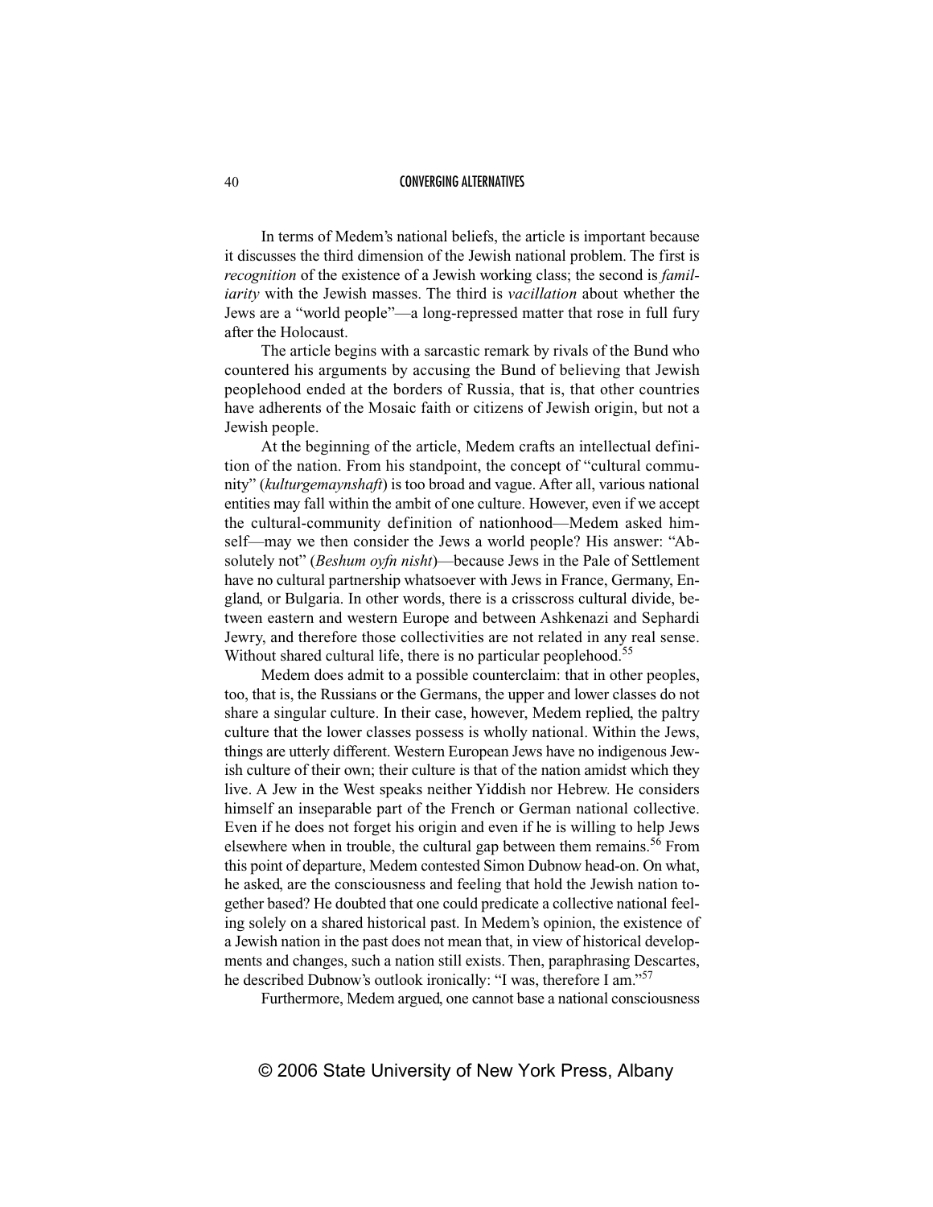In terms of Medem's national beliefs, the article is important because it discusses the third dimension of the Jewish national problem. The first is *recognition* of the existence of a Jewish working class; the second is *familiarity* with the Jewish masses. The third is *vacillation* about whether the Jews are a "world people"—a long-repressed matter that rose in full fury after the Holocaust.

The article begins with a sarcastic remark by rivals of the Bund who countered his arguments by accusing the Bund of believing that Jewish peoplehood ended at the borders of Russia, that is, that other countries have adherents of the Mosaic faith or citizens of Jewish origin, but not a Jewish people.

At the beginning of the article, Medem crafts an intellectual definition of the nation. From his standpoint, the concept of "cultural community" (*kulturgemaynshaft*) is too broad and vague. After all, various national entities may fall within the ambit of one culture. However, even if we accept the cultural-community definition of nationhood—Medem asked himself—may we then consider the Jews a world people? His answer: "Absolutely not" (*Beshum oyfn nisht*)—because Jews in the Pale of Settlement have no cultural partnership whatsoever with Jews in France, Germany, England, or Bulgaria. In other words, there is a crisscross cultural divide, between eastern and western Europe and between Ashkenazi and Sephardi Jewry, and therefore those collectivities are not related in any real sense. Without shared cultural life, there is no particular peoplehood.[55]

Medem does admit to a possible counterclaim: that in other peoples, too, that is, the Russians or the Germans, the upper and lower classes do not share a singular culture. In their case, however, Medem replied, the paltry culture that the lower classes possess is wholly national. Within the Jews, things are utterly different. Western European Jews have no indigenous Jewish culture of their own; their culture is that of the nation amidst which they live. A Jew in the West speaks neither Yiddish nor Hebrew. He considers himself an inseparable part of the French or German national collective. Even if he does not forget his origin and even if he is willing to help Jews elsewhere when in trouble, the cultural gap between them remains.[56] From this point of departure, Medem contested Simon Dubnow head-on. On what, he asked, are the consciousness and feeling that hold the Jewish nation together based? He doubted that one could predicate a collective national feeling solely on a shared historical past. In Medem's opinion, the existence of a Jewish nation in the past does not mean that, in view of historical developments and changes, such a nation still exists. Then, paraphrasing Descartes, he described Dubnow's outlook ironically: "I was, therefore I am."[57]

Furthermore, Medem argued, one cannot base a national consciousness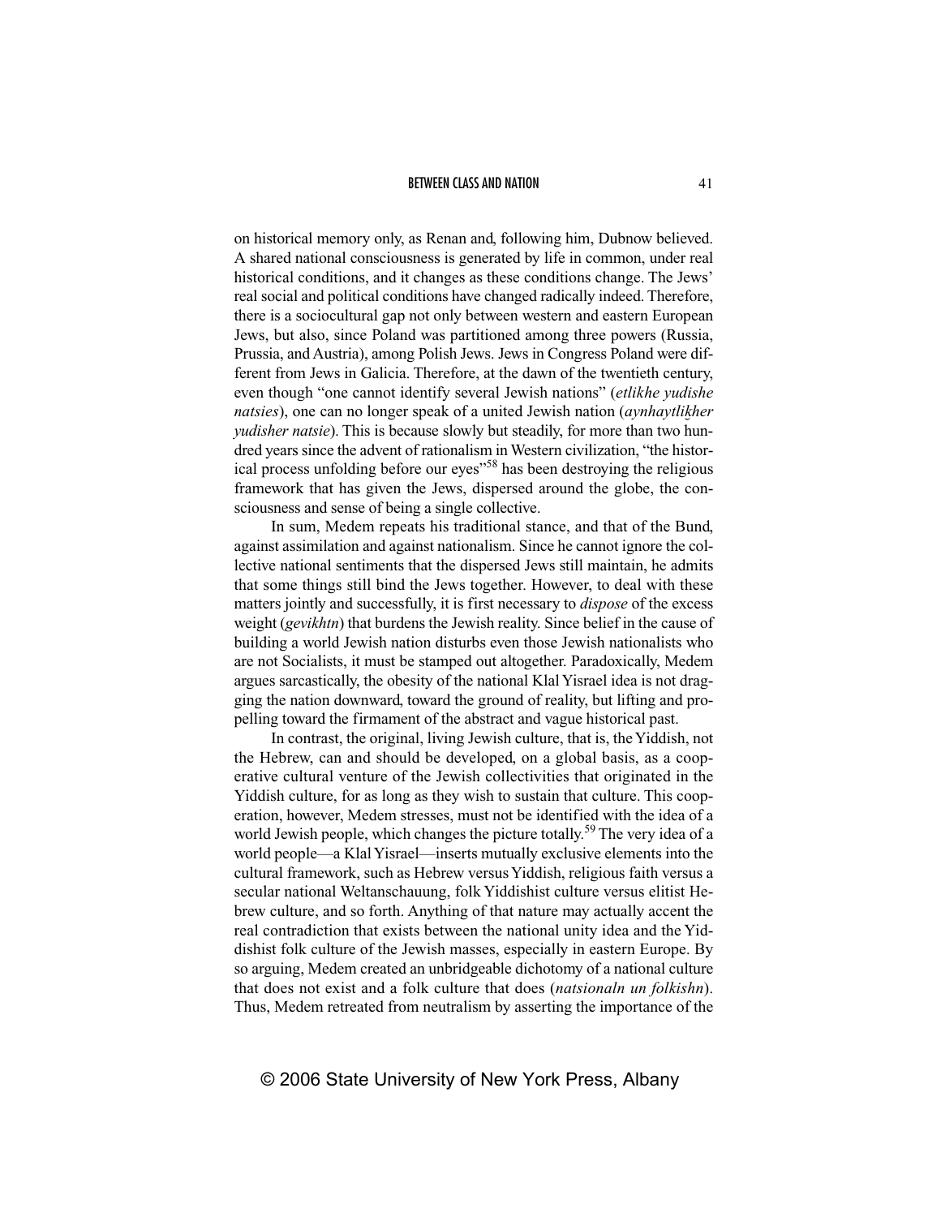on historical memory only, as Renan and, following him, Dubnow believed. A shared national consciousness is generated by life in common, under real historical conditions, and it changes as these conditions change. The Jews' real social and political conditions have changed radically indeed. Therefore, there is a sociocultural gap not only between western and eastern European Jews, but also, since Poland was partitioned among three powers (Russia, Prussia, and Austria), among Polish Jews. Jews in Congress Poland were different from Jews in Galicia. Therefore, at the dawn of the twentieth century, even though "one cannot identify several Jewish nations" (*etlikhe yudishe natsies*), one can no longer speak of a united Jewish nation (*aynhaytlikher yudisher natsie*). This is because slowly but steadily, for more than two hundred years since the advent of rationalism in Western civilization, "the historical process unfolding before our eyes"[58] has been destroying the religious framework that has given the Jews, dispersed around the globe, the consciousness and sense of being a single collective.

In sum, Medem repeats his traditional stance, and that of the Bund, against assimilation and against nationalism. Since he cannot ignore the collective national sentiments that the dispersed Jews still maintain, he admits that some things still bind the Jews together. However, to deal with these matters jointly and successfully, it is first necessary to *dispose* of the excess weight (*gevikhtn*) that burdens the Jewish reality. Since belief in the cause of building a world Jewish nation disturbs even those Jewish nationalists who are not Socialists, it must be stamped out altogether. Paradoxically, Medem argues sarcastically, the obesity of the national Klal Yisrael idea is not dragging the nation downward, toward the ground of reality, but lifting and propelling toward the firmament of the abstract and vague historical past.

In contrast, the original, living Jewish culture, that is, the Yiddish, not the Hebrew, can and should be developed, on a global basis, as a cooperative cultural venture of the Jewish collectivities that originated in the Yiddish culture, for as long as they wish to sustain that culture. This cooperation, however, Medem stresses, must not be identified with the idea of a world Jewish people, which changes the picture totally.[59] The very idea of a world people—a Klal Yisrael—inserts mutually exclusive elements into the cultural framework, such as Hebrew versus Yiddish, religious faith versus a secular national Weltanschauung, folk Yiddishist culture versus elitist Hebrew culture, and so forth. Anything of that nature may actually accent the real contradiction that exists between the national unity idea and the Yiddishist folk culture of the Jewish masses, especially in eastern Europe. By so arguing, Medem created an unbridgeable dichotomy of a national culture that does not exist and a folk culture that does (*natsionaln un folkishn*). Thus, Medem retreated from neutralism by asserting the importance of the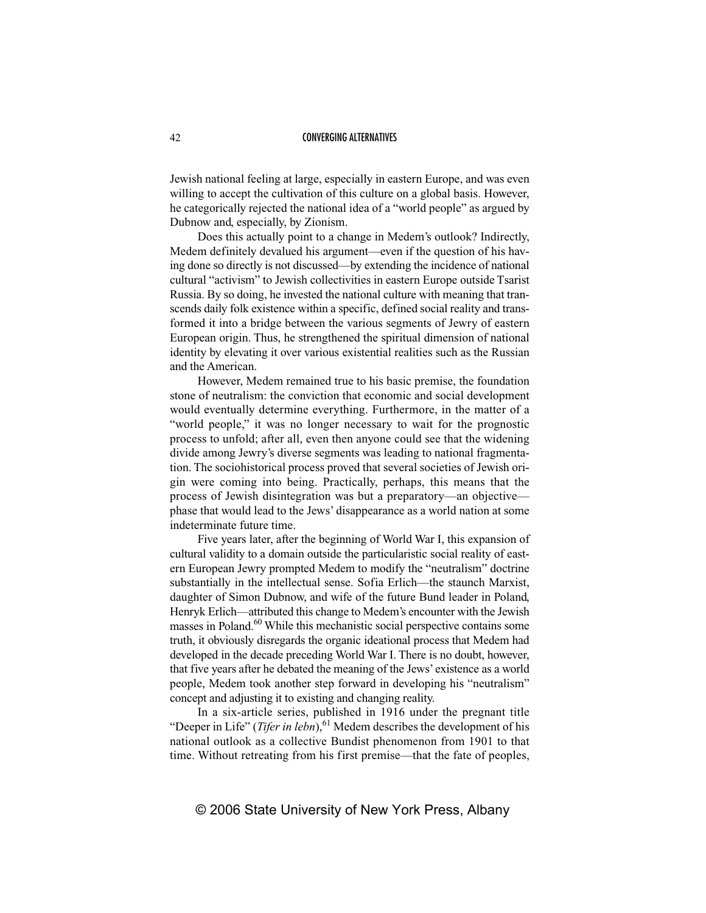Jewish national feeling at large, especially in eastern Europe, and was even willing to accept the cultivation of this culture on a global basis. However, he categorically rejected the national idea of a "world people" as argued by Dubnow and, especially, by Zionism.

Does this actually point to a change in Medem's outlook? Indirectly, Medem definitely devalued his argument—even if the question of his having done so directly is not discussed—by extending the incidence of national cultural "activism" to Jewish collectivities in eastern Europe outside Tsarist Russia. By so doing, he invested the national culture with meaning that transcends daily folk existence within a specific, defined social reality and transformed it into a bridge between the various segments of Jewry of eastern European origin. Thus, he strengthened the spiritual dimension of national identity by elevating it over various existential realities such as the Russian and the American.

However, Medem remained true to his basic premise, the foundation stone of neutralism: the conviction that economic and social development would eventually determine everything. Furthermore, in the matter of a "world people," it was no longer necessary to wait for the prognostic process to unfold; after all, even then anyone could see that the widening divide among Jewry's diverse segments was leading to national fragmentation. The sociohistorical process proved that several societies of Jewish origin were coming into being. Practically, perhaps, this means that the process of Jewish disintegration was but a preparatory—an objective—phase that would lead to the Jews' disappearance as a world nation at some indeterminate future time.

Five years later, after the beginning of World War I, this expansion of cultural validity to a domain outside the particularistic social reality of eastern European Jewry prompted Medem to modify the "neutralism" doctrine substantially in the intellectual sense. Sofia Erlich—the staunch Marxist, daughter of Simon Dubnow, and wife of the future Bund leader in Poland, Henryk Erlich—attributed this change to Medem's encounter with the Jewish masses in Poland.[60] While this mechanistic social perspective contains some truth, it obviously disregards the organic ideational process that Medem had developed in the decade preceding World War I. There is no doubt, however, that five years after he debated the meaning of the Jews' existence as a world people, Medem took another step forward in developing his "neutralism" concept and adjusting it to existing and changing reality.

In a six-article series, published in 1916 under the pregnant title "Deeper in Life" (*Tifer in lebn*),[61] Medem describes the development of his national outlook as a collective Bundist phenomenon from 1901 to that time. Without retreating from his first premise—that the fate of peoples,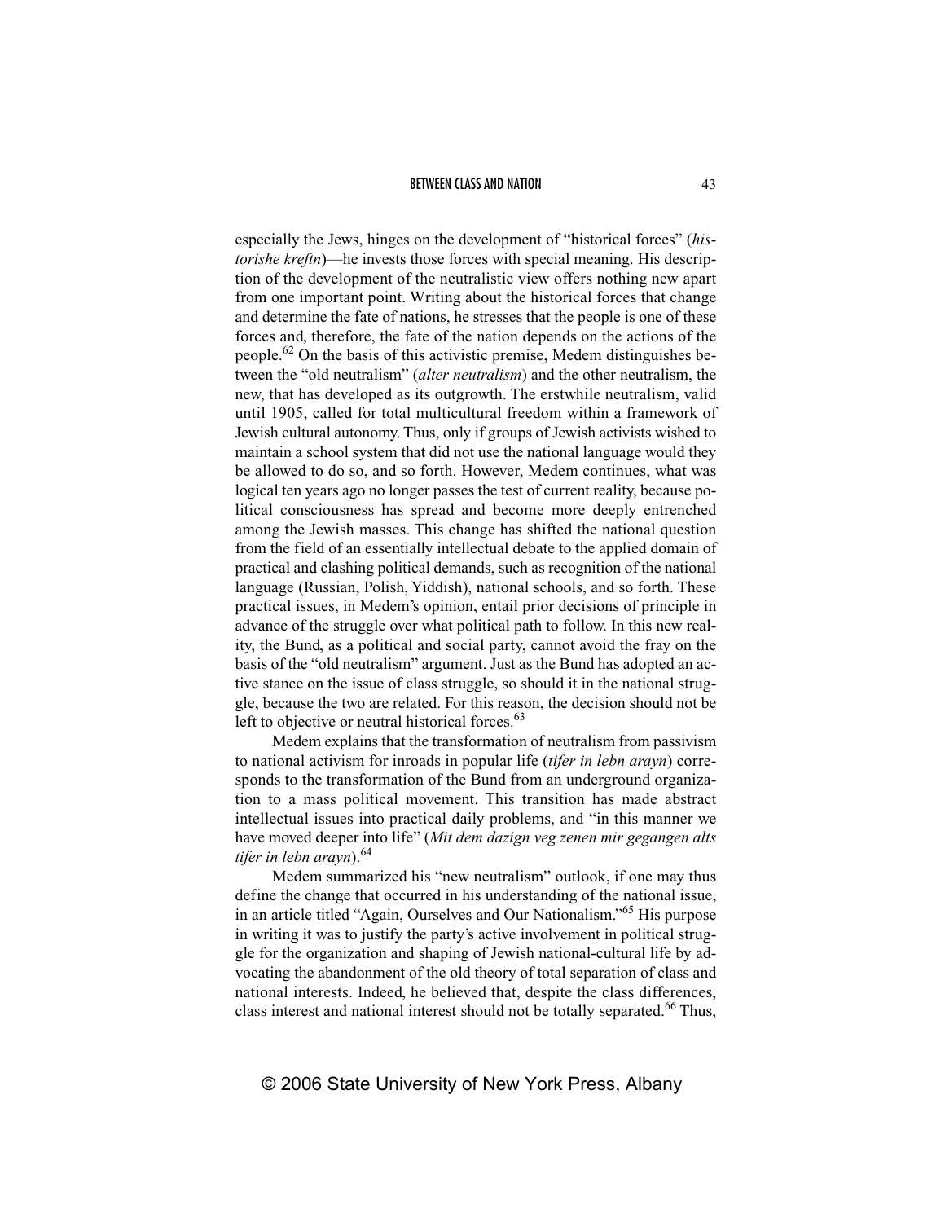especially the Jews, hinges on the development of "historical forces" (*historishe kreftn*)—he invests those forces with special meaning. His description of the development of the neutralistic view offers nothing new apart from one important point. Writing about the historical forces that change and determine the fate of nations, he stresses that the people is one of these forces and, therefore, the fate of the nation depends on the actions of the people.[62] On the basis of this activistic premise, Medem distinguishes between the "old neutralism" (*alter neutralism*) and the other neutralism, the new, that has developed as its outgrowth. The erstwhile neutralism, valid until 1905, called for total multicultural freedom within a framework of Jewish cultural autonomy. Thus, only if groups of Jewish activists wished to maintain a school system that did not use the national language would they be allowed to do so, and so forth. However, Medem continues, what was logical ten years ago no longer passes the test of current reality, because political consciousness has spread and become more deeply entrenched among the Jewish masses. This change has shifted the national question from the field of an essentially intellectual debate to the applied domain of practical and clashing political demands, such as recognition of the national language (Russian, Polish, Yiddish), national schools, and so forth. These practical issues, in Medem's opinion, entail prior decisions of principle in advance of the struggle over what political path to follow. In this new reality, the Bund, as a political and social party, cannot avoid the fray on the basis of the "old neutralism" argument. Just as the Bund has adopted an active stance on the issue of class struggle, so should it in the national struggle, because the two are related. For this reason, the decision should not be left to objective or neutral historical forces.[63]

Medem explains that the transformation of neutralism from passivism to national activism for inroads in popular life (*tifer in lebn arayn*) corresponds to the transformation of the Bund from an underground organization to a mass political movement. This transition has made abstract intellectual issues into practical daily problems, and "in this manner we have moved deeper into life" (*Mit dem dazign veg zenen mir gegangen alts tifer in lebn arayn*).[64]

Medem summarized his "new neutralism" outlook, if one may thus define the change that occurred in his understanding of the national issue, in an article titled "Again, Ourselves and Our Nationalism."[65] His purpose in writing it was to justify the party's active involvement in political struggle for the organization and shaping of Jewish national-cultural life by advocating the abandonment of the old theory of total separation of class and national interests. Indeed, he believed that, despite the class differences, class interest and national interest should not be totally separated.[66] Thus,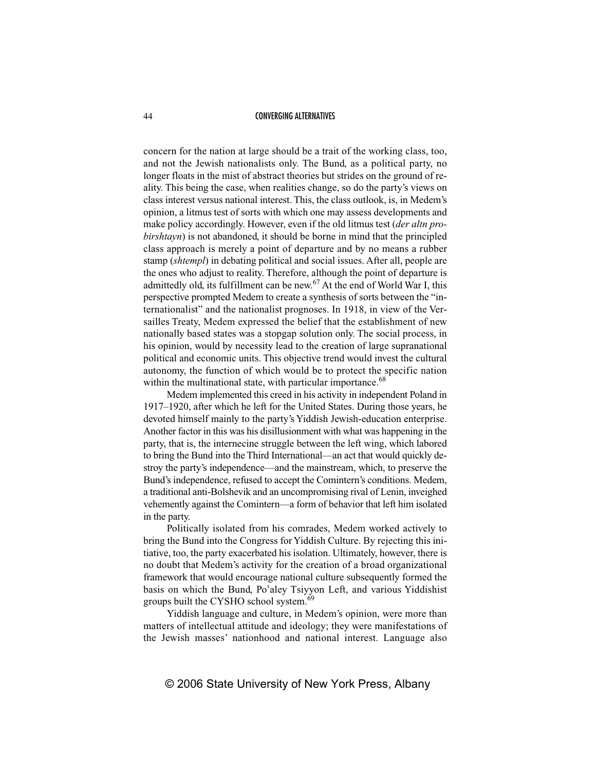concern for the nation at large should be a trait of the working class, too, and not the Jewish nationalists only. The Bund, as a political party, no longer floats in the mist of abstract theories but strides on the ground of reality. This being the case, when realities change, so do the party's views on class interest versus national interest. This, the class outlook, is, in Medem's opinion, a litmus test of sorts with which one may assess developments and make policy accordingly. However, even if the old litmus test (*der altn probirshtayn*) is not abandoned, it should be borne in mind that the principled class approach is merely a point of departure and by no means a rubber stamp (*shtempl*) in debating political and social issues. After all, people are the ones who adjust to reality. Therefore, although the point of departure is admittedly old, its fulfillment can be new.[67] At the end of World War I, this perspective prompted Medem to create a synthesis of sorts between the "internationalist" and the nationalist prognoses. In 1918, in view of the Versailles Treaty, Medem expressed the belief that the establishment of new nationally based states was a stopgap solution only. The social process, in his opinion, would by necessity lead to the creation of large supranational political and economic units. This objective trend would invest the cultural autonomy, the function of which would be to protect the specific nation within the multinational state, with particular importance.[68]

Medem implemented this creed in his activity in independent Poland in 1917–1920, after which he left for the United States. During those years, he devoted himself mainly to the party's Yiddish Jewish-education enterprise. Another factor in this was his disillusionment with what was happening in the party, that is, the internecine struggle between the left wing, which labored to bring the Bund into the Third International—an act that would quickly destroy the party's independence—and the mainstream, which, to preserve the Bund's independence, refused to accept the Comintern's conditions. Medem, a traditional anti-Bolshevik and an uncompromising rival of Lenin, inveighed vehemently against the Comintern—a form of behavior that left him isolated in the party.

Politically isolated from his comrades, Medem worked actively to bring the Bund into the Congress for Yiddish Culture. By rejecting this initiative, too, the party exacerbated his isolation. Ultimately, however, there is no doubt that Medem's activity for the creation of a broad organizational framework that would encourage national culture subsequently formed the basis on which the Bund, Poʿaley Tsiyyon Left, and various Yiddishist groups built the CYSHO school system.[69]

Yiddish language and culture, in Medem's opinion, were more than matters of intellectual attitude and ideology; they were manifestations of the Jewish masses' nationhood and national interest. Language also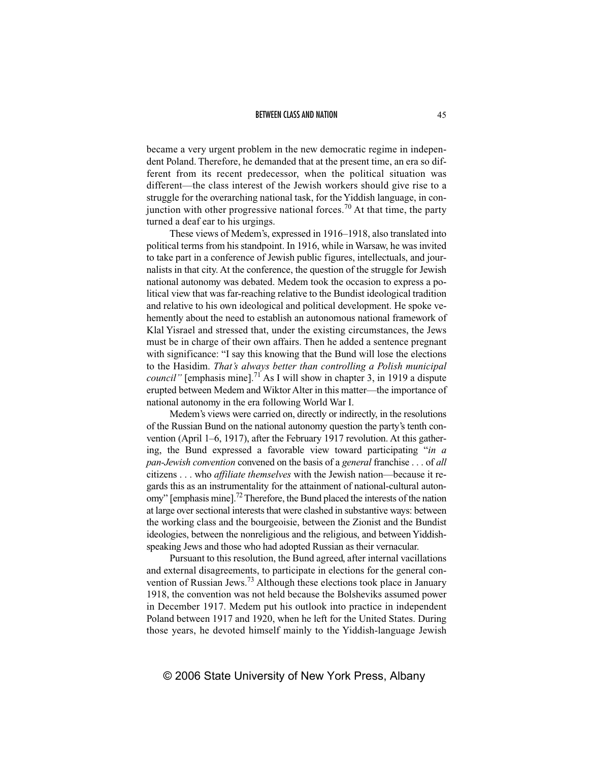became a very urgent problem in the new democratic regime in independent Poland. Therefore, he demanded that at the present time, an era so different from its recent predecessor, when the political situation was different—the class interest of the Jewish workers should give rise to a struggle for the overarching national task, for the Yiddish language, in conjunction with other progressive national forces.[70] At that time, the party turned a deaf ear to his urgings.

These views of Medem's, expressed in 1916–1918, also translated into political terms from his standpoint. In 1916, while in Warsaw, he was invited to take part in a conference of Jewish public figures, intellectuals, and journalists in that city. At the conference, the question of the struggle for Jewish national autonomy was debated. Medem took the occasion to express a political view that was far-reaching relative to the Bundist ideological tradition and relative to his own ideological and political development. He spoke vehemently about the need to establish an autonomous national framework of Klal Yisrael and stressed that, under the existing circumstances, the Jews must be in charge of their own affairs. Then he added a sentence pregnant with significance: "I say this knowing that the Bund will lose the elections to the Hasidim. *That's always better than controlling a Polish municipal council"* [emphasis mine].[71] As I will show in chapter 3, in 1919 a dispute erupted between Medem and Wiktor Alter in this matter—the importance of national autonomy in the era following World War I.

Medem's views were carried on, directly or indirectly, in the resolutions of the Russian Bund on the national autonomy question the party's tenth convention (April 1–6, 1917), after the February 1917 revolution. At this gathering, the Bund expressed a favorable view toward participating "*in a pan-Jewish convention* convened on the basis of a *general* franchise . . . of *all* citizens . . . who *affiliate themselves* with the Jewish nation—because it regards this as an instrumentality for the attainment of national-cultural autonomy" [emphasis mine].[72] Therefore, the Bund placed the interests of the nation at large over sectional interests that were clashed in substantive ways: between the working class and the bourgeoisie, between the Zionist and the Bundist ideologies, between the nonreligious and the religious, and between Yiddish-speaking Jews and those who had adopted Russian as their vernacular.

Pursuant to this resolution, the Bund agreed, after internal vacillations and external disagreements, to participate in elections for the general convention of Russian Jews.[73] Although these elections took place in January 1918, the convention was not held because the Bolsheviks assumed power in December 1917. Medem put his outlook into practice in independent Poland between 1917 and 1920, when he left for the United States. During those years, he devoted himself mainly to the Yiddish-language Jewish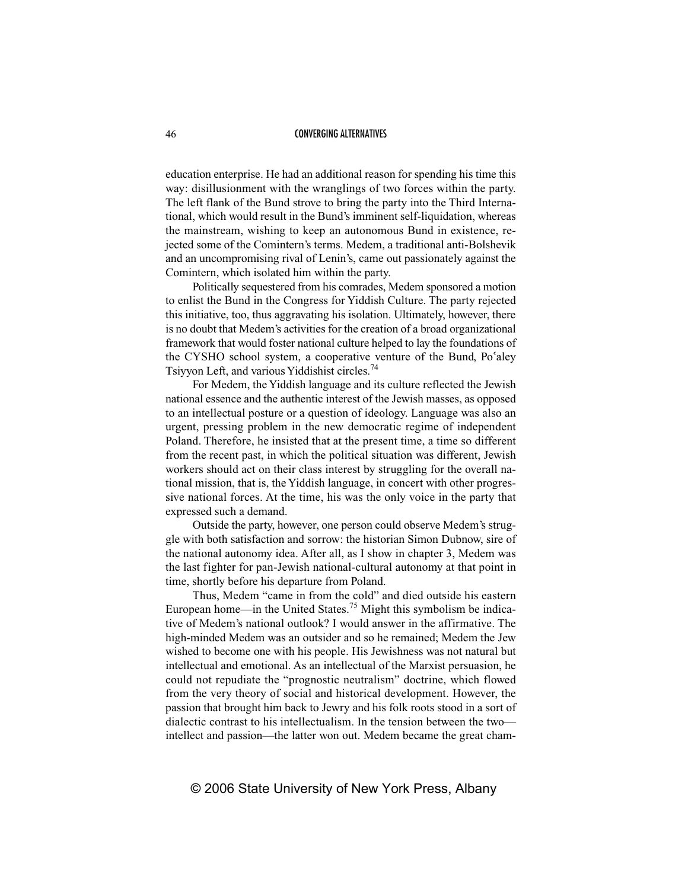education enterprise. He had an additional reason for spending his time this way: disillusionment with the wranglings of two forces within the party. The left flank of the Bund strove to bring the party into the Third International, which would result in the Bund's imminent self-liquidation, whereas the mainstream, wishing to keep an autonomous Bund in existence, rejected some of the Comintern's terms. Medem, a traditional anti-Bolshevik and an uncompromising rival of Lenin's, came out passionately against the Comintern, which isolated him within the party.

Politically sequestered from his comrades, Medem sponsored a motion to enlist the Bund in the Congress for Yiddish Culture. The party rejected this initiative, too, thus aggravating his isolation. Ultimately, however, there is no doubt that Medem's activities for the creation of a broad organizational framework that would foster national culture helped to lay the foundations of the CYSHO school system, a cooperative venture of the Bund, Poʿaley Tsiyyon Left, and various Yiddishist circles.[74]

For Medem, the Yiddish language and its culture reflected the Jewish national essence and the authentic interest of the Jewish masses, as opposed to an intellectual posture or a question of ideology. Language was also an urgent, pressing problem in the new democratic regime of independent Poland. Therefore, he insisted that at the present time, a time so different from the recent past, in which the political situation was different, Jewish workers should act on their class interest by struggling for the overall national mission, that is, the Yiddish language, in concert with other progressive national forces. At the time, his was the only voice in the party that expressed such a demand.

Outside the party, however, one person could observe Medem's struggle with both satisfaction and sorrow: the historian Simon Dubnow, sire of the national autonomy idea. After all, as I show in chapter 3, Medem was the last fighter for pan-Jewish national-cultural autonomy at that point in time, shortly before his departure from Poland.

Thus, Medem "came in from the cold" and died outside his eastern European home—in the United States.[75] Might this symbolism be indicative of Medem's national outlook? I would answer in the affirmative. The high-minded Medem was an outsider and so he remained; Medem the Jew wished to become one with his people. His Jewishness was not natural but intellectual and emotional. As an intellectual of the Marxist persuasion, he could not repudiate the "prognostic neutralism" doctrine, which flowed from the very theory of social and historical development. However, the passion that brought him back to Jewry and his folk roots stood in a sort of dialectic contrast to his intellectualism. In the tension between the two—intellect and passion—the latter won out. Medem became the great cham-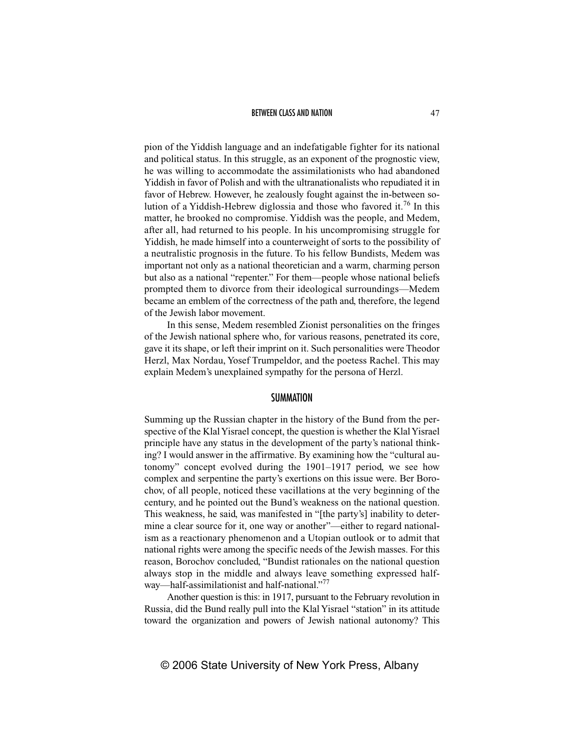pion of the Yiddish language and an indefatigable fighter for its national and political status. In this struggle, as an exponent of the prognostic view, he was willing to accommodate the assimilationists who had abandoned Yiddish in favor of Polish and with the ultranationalists who repudiated it in favor of Hebrew. However, he zealously fought against the in-between solution of a Yiddish-Hebrew diglossia and those who favored it.[76] In this matter, he brooked no compromise. Yiddish was the people, and Medem, after all, had returned to his people. In his uncompromising struggle for Yiddish, he made himself into a counterweight of sorts to the possibility of a neutralistic prognosis in the future. To his fellow Bundists, Medem was important not only as a national theoretician and a warm, charming person but also as a national "repenter." For them—people whose national beliefs prompted them to divorce from their ideological surroundings—Medem became an emblem of the correctness of the path and, therefore, the legend of the Jewish labor movement.

In this sense, Medem resembled Zionist personalities on the fringes of the Jewish national sphere who, for various reasons, penetrated its core, gave it its shape, or left their imprint on it. Such personalities were Theodor Herzl, Max Nordau, Yosef Trumpeldor, and the poetess Rachel. This may explain Medem's unexplained sympathy for the persona of Herzl.

## SUMMATION

Summing up the Russian chapter in the history of the Bund from the perspective of the Klal Yisrael concept, the question is whether the Klal Yisrael principle have any status in the development of the party's national thinking? I would answer in the affirmative. By examining how the "cultural autonomy" concept evolved during the 1901–1917 period, we see how complex and serpentine the party's exertions on this issue were. Ber Borochov, of all people, noticed these vacillations at the very beginning of the century, and he pointed out the Bund's weakness on the national question. This weakness, he said, was manifested in "[the party's] inability to determine a clear source for it, one way or another"—either to regard nationalism as a reactionary phenomenon and a Utopian outlook or to admit that national rights were among the specific needs of the Jewish masses. For this reason, Borochov concluded, "Bundist rationales on the national question always stop in the middle and always leave something expressed halfway—half-assimilationist and half-national."[77]

Another question is this: in 1917, pursuant to the February revolution in Russia, did the Bund really pull into the Klal Yisrael "station" in its attitude toward the organization and powers of Jewish national autonomy? This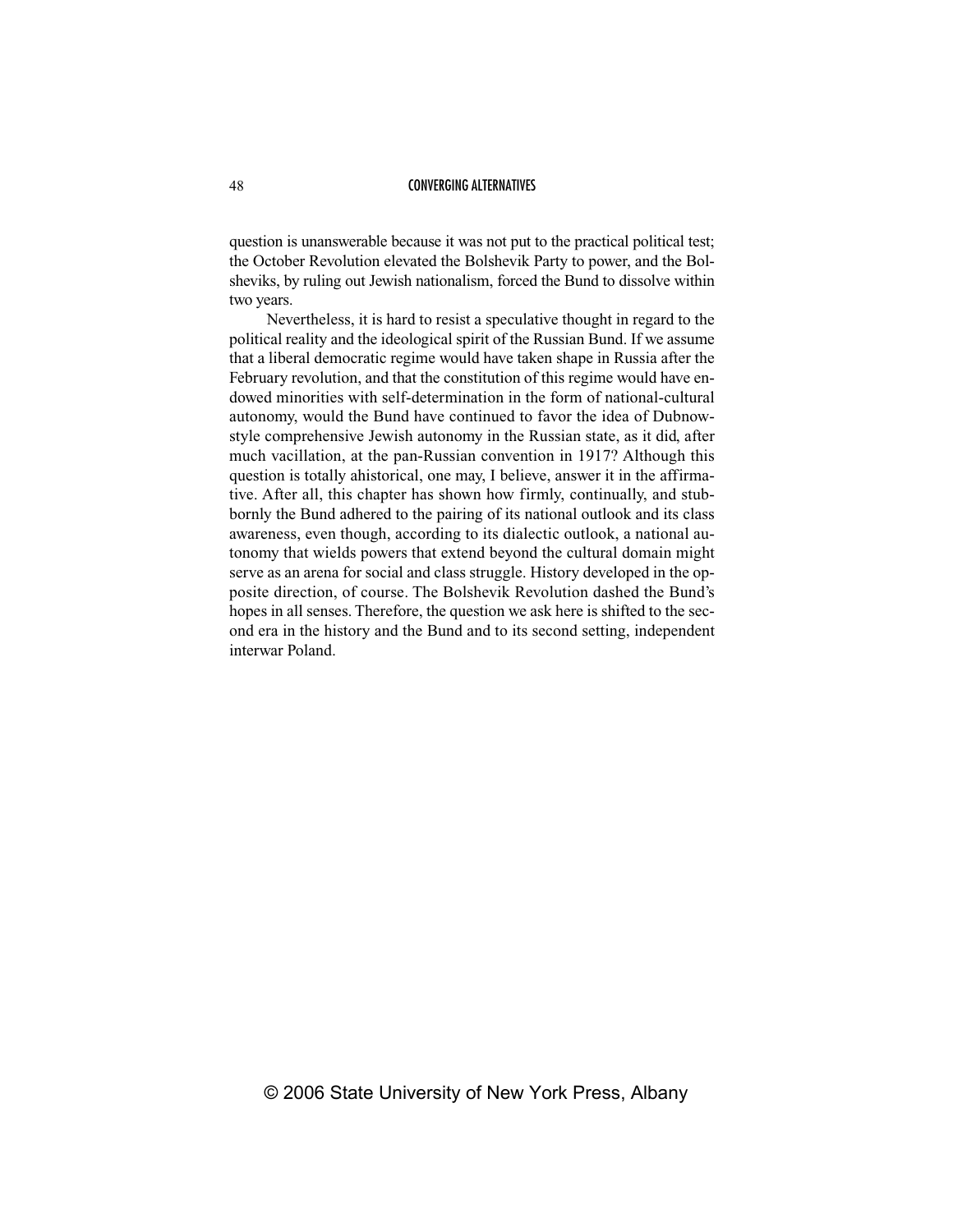question is unanswerable because it was not put to the practical political test; the October Revolution elevated the Bolshevik Party to power, and the Bolsheviks, by ruling out Jewish nationalism, forced the Bund to dissolve within two years.

Nevertheless, it is hard to resist a speculative thought in regard to the political reality and the ideological spirit of the Russian Bund. If we assume that a liberal democratic regime would have taken shape in Russia after the February revolution, and that the constitution of this regime would have endowed minorities with self-determination in the form of national-cultural autonomy, would the Bund have continued to favor the idea of Dubnow-style comprehensive Jewish autonomy in the Russian state, as it did, after much vacillation, at the pan-Russian convention in 1917? Although this question is totally ahistorical, one may, I believe, answer it in the affirmative. After all, this chapter has shown how firmly, continually, and stubbornly the Bund adhered to the pairing of its national outlook and its class awareness, even though, according to its dialectic outlook, a national autonomy that wields powers that extend beyond the cultural domain might serve as an arena for social and class struggle. History developed in the opposite direction, of course. The Bolshevik Revolution dashed the Bund's hopes in all senses. Therefore, the question we ask here is shifted to the second era in the history and the Bund and to its second setting, independent interwar Poland.

© 2006 State University of New York Press, Albany